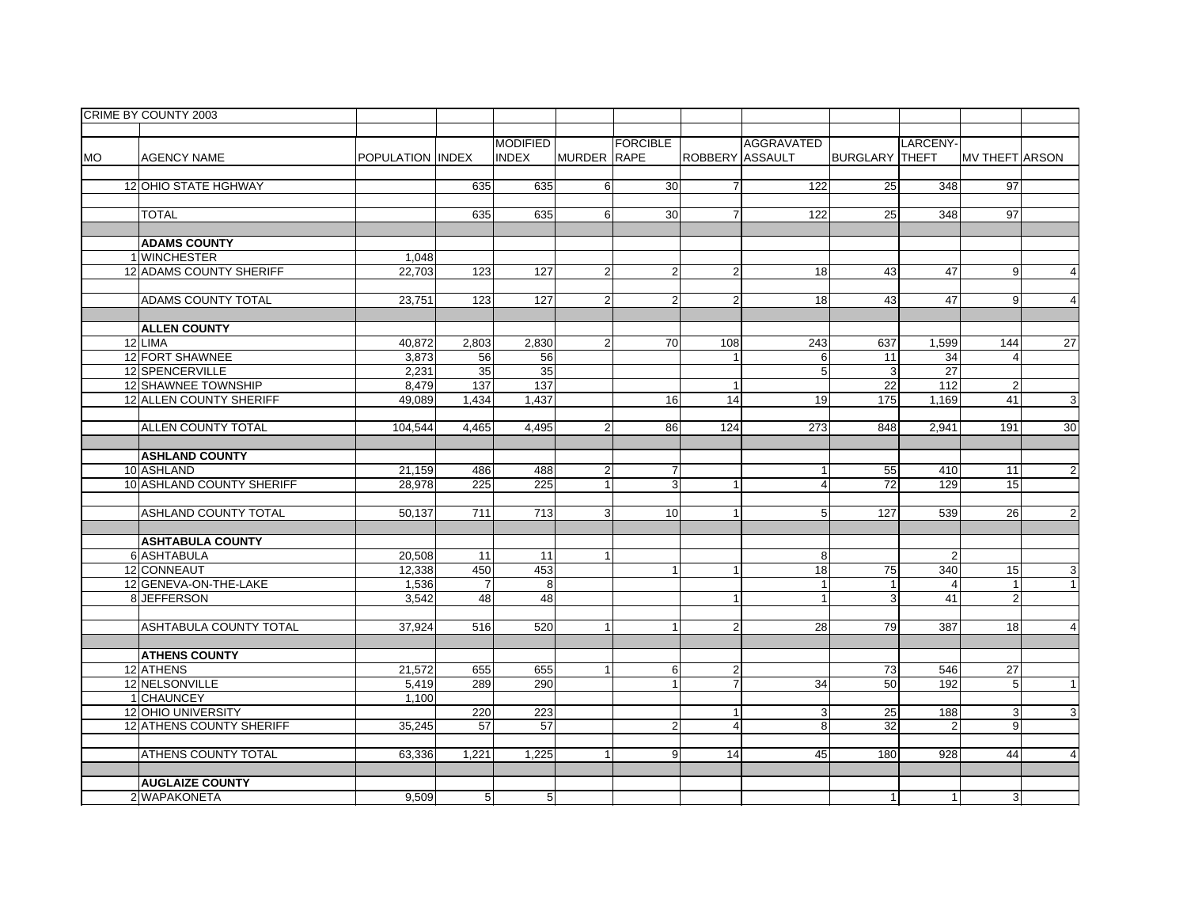CRIME BY COUNTY 2003

| MO | AGENCY NAME | POPULATION | INDEX | MODIFIED INDEX | MURDER | FORCIBLE RAPE | ROBBERY | AGGRAVATED ASSAULT | BURGLARY | LARCENY-THEFT | MV THEFT | ARSON |
|---|---|---|---|---|---|---|---|---|---|---|---|---|
| 12 | OHIO STATE HGHWAY | | 635 | 635 | 6 | 30 | 7 | 122 | 25 | 348 | 97 | |
| | TOTAL | | 635 | 635 | 6 | 30 | 7 | 122 | 25 | 348 | 97 | |
| | **ADAMS COUNTY** | | | | | | | | | | | |
| 1 | WINCHESTER | 1,048 | | | | | | | | | | |
| 12 | ADAMS COUNTY SHERIFF | 22,703 | 123 | 127 | 2 | 2 | 2 | 18 | 43 | 47 | 9 | 4 |
| | ADAMS COUNTY TOTAL | 23,751 | 123 | 127 | 2 | 2 | 2 | 18 | 43 | 47 | 9 | 4 |
| | **ALLEN COUNTY** | | | | | | | | | | | |
| 12 | LIMA | 40,872 | 2,803 | 2,830 | 2 | 70 | 108 | 243 | 637 | 1,599 | 144 | 27 |
| 12 | FORT SHAWNEE | 3,873 | 56 | 56 | | | 1 | 6 | 11 | 34 | 4 | |
| 12 | SPENCERVILLE | 2,231 | 35 | 35 | | | | 5 | 3 | 27 | | |
| 12 | SHAWNEE TOWNSHIP | 8,479 | 137 | 137 | | | 1 | | 22 | 112 | 2 | |
| 12 | ALLEN COUNTY SHERIFF | 49,089 | 1,434 | 1,437 | | 16 | 14 | 19 | 175 | 1,169 | 41 | 3 |
| | ALLEN COUNTY TOTAL | 104,544 | 4,465 | 4,495 | 2 | 86 | 124 | 273 | 848 | 2,941 | 191 | 30 |
| | **ASHLAND COUNTY** | | | | | | | | | | | |
| 10 | ASHLAND | 21,159 | 486 | 488 | 2 | 7 | | 1 | 55 | 410 | 11 | 2 |
| 10 | ASHLAND COUNTY SHERIFF | 28,978 | 225 | 225 | 1 | 3 | 1 | 4 | 72 | 129 | 15 | |
| | ASHLAND COUNTY TOTAL | 50,137 | 711 | 713 | 3 | 10 | 1 | 5 | 127 | 539 | 26 | 2 |
| | **ASHTABULA COUNTY** | | | | | | | | | | | |
| 6 | ASHTABULA | 20,508 | 11 | 11 | 1 | | | 8 | | 2 | | |
| 12 | CONNEAUT | 12,338 | 450 | 453 | | 1 | 1 | 18 | 75 | 340 | 15 | 3 |
| 12 | GENEVA-ON-THE-LAKE | 1,536 | 7 | 8 | | | | 1 | 1 | 4 | 1 | 1 |
| 8 | JEFFERSON | 3,542 | 48 | 48 | | | 1 | 1 | 3 | 41 | 2 | |
| | ASHTABULA COUNTY TOTAL | 37,924 | 516 | 520 | 1 | 1 | 2 | 28 | 79 | 387 | 18 | 4 |
| | **ATHENS COUNTY** | | | | | | | | | | | |
| 12 | ATHENS | 21,572 | 655 | 655 | 1 | 6 | 2 | | 73 | 546 | 27 | |
| 12 | NELSONVILLE | 5,419 | 289 | 290 | | 1 | 7 | 34 | 50 | 192 | 5 | 1 |
| 1 | CHAUNCEY | 1,100 | | | | | | | | | | |
| 12 | OHIO UNIVERSITY | | 220 | 223 | | | 1 | 3 | 25 | 188 | 3 | 3 |
| 12 | ATHENS COUNTY SHERIFF | 35,245 | 57 | 57 | | 2 | 4 | 8 | 32 | 2 | 9 | |
| | ATHENS COUNTY TOTAL | 63,336 | 1,221 | 1,225 | 1 | 9 | 14 | 45 | 180 | 928 | 44 | 4 |
| | **AUGLAIZE COUNTY** | | | | | | | | | | | |
| 2 | WAPAKONETA | 9,509 | 5 | 5 | | | | | 1 | 1 | 3 | |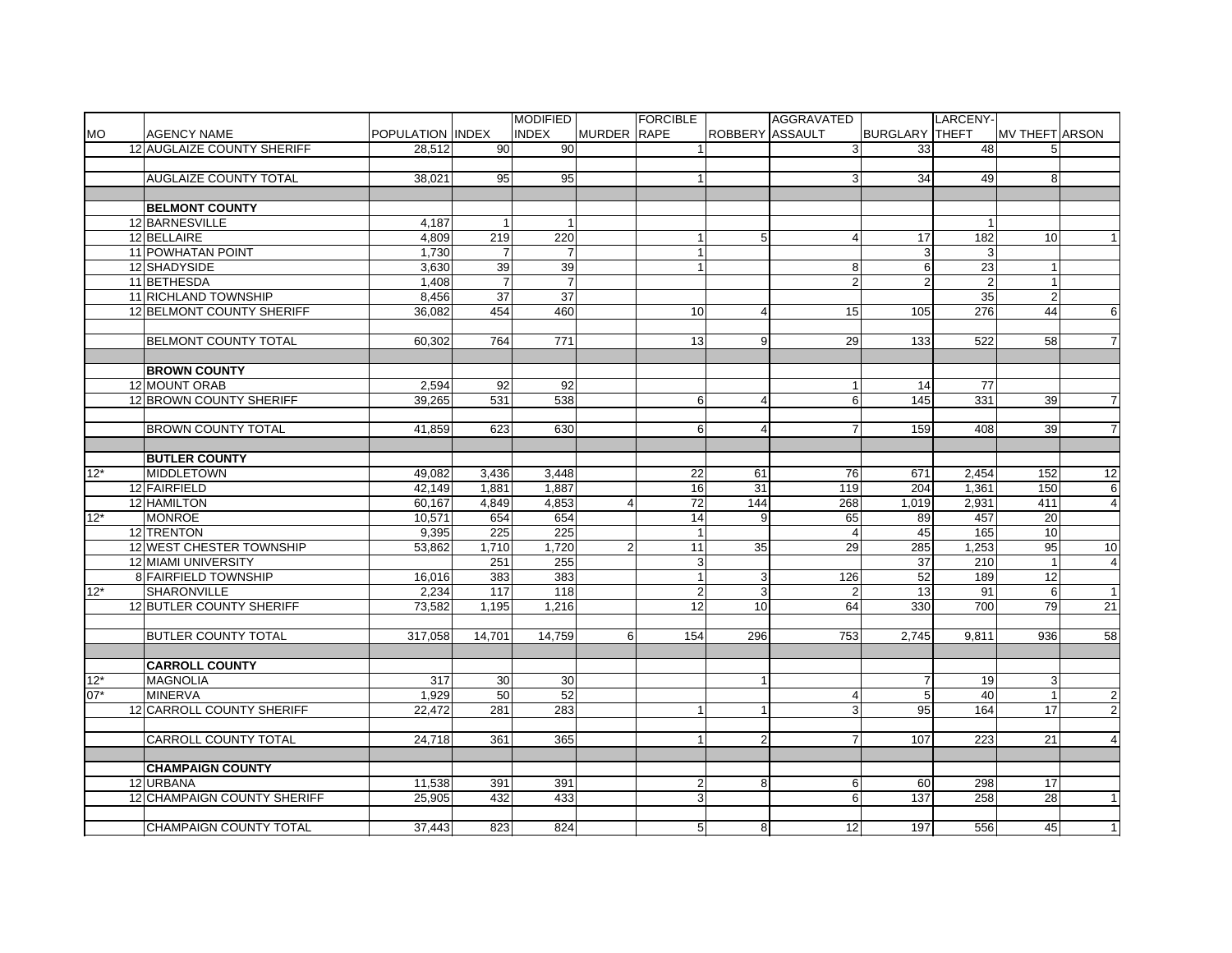| MO | AGENCY NAME | POPULATION | INDEX | MODIFIED INDEX | MURDER | FORCIBLE RAPE | ROBBERY | AGGRAVATED ASSAULT | BURGLARY | LARCENY-THEFT | MV THEFT | ARSON |
|---|---|---|---|---|---|---|---|---|---|---|---|---|
| 12 | AUGLAIZE COUNTY SHERIFF | 28,512 | 90 | 90 | | 1 | | 3 | 33 | 48 | 5 | |
| | | | | | | | | | | | | |
| | AUGLAIZE COUNTY TOTAL | 38,021 | 95 | 95 | | 1 | | 3 | 34 | 49 | 8 | |
| | | | | | | | | | | | | |
| | **BELMONT COUNTY** | | | | | | | | | | | |
| 12 | BARNESVILLE | 4,187 | 1 | 1 | | | | | | 1 | | |
| 12 | BELLAIRE | 4,809 | 219 | 220 | | 1 | 5 | 4 | 17 | 182 | 10 | 1 |
| 11 | POWHATAN POINT | 1,730 | 7 | 7 | | 1 | | | 3 | 3 | | |
| 12 | SHADYSIDE | 3,630 | 39 | 39 | | 1 | | 8 | 6 | 23 | 1 | |
| 11 | BETHESDA | 1,408 | 7 | 7 | | | | 2 | 2 | 2 | 1 | |
| 11 | RICHLAND TOWNSHIP | 8,456 | 37 | 37 | | | | | | 35 | 2 | |
| 12 | BELMONT COUNTY SHERIFF | 36,082 | 454 | 460 | | 10 | 4 | 15 | 105 | 276 | 44 | 6 |
| | | | | | | | | | | | | |
| | BELMONT COUNTY TOTAL | 60,302 | 764 | 771 | | 13 | 9 | 29 | 133 | 522 | 58 | 7 |
| | | | | | | | | | | | | |
| | **BROWN COUNTY** | | | | | | | | | | | |
| 12 | MOUNT ORAB | 2,594 | 92 | 92 | | | | 1 | 14 | 77 | | |
| 12 | BROWN COUNTY SHERIFF | 39,265 | 531 | 538 | | 6 | 4 | 6 | 145 | 331 | 39 | 7 |
| | | | | | | | | | | | | |
| | BROWN COUNTY TOTAL | 41,859 | 623 | 630 | | 6 | 4 | 7 | 159 | 408 | 39 | 7 |
| | | | | | | | | | | | | |
| | **BUTLER COUNTY** | | | | | | | | | | | |
| 12* | MIDDLETOWN | 49,082 | 3,436 | 3,448 | | 22 | 61 | 76 | 671 | 2,454 | 152 | 12 |
| 12 | FAIRFIELD | 42,149 | 1,881 | 1,887 | | 16 | 31 | 119 | 204 | 1,361 | 150 | 6 |
| 12 | HAMILTON | 60,167 | 4,849 | 4,853 | 4 | 72 | 144 | 268 | 1,019 | 2,931 | 411 | 4 |
| 12* | MONROE | 10,571 | 654 | 654 | | 14 | 9 | 65 | 89 | 457 | 20 | |
| 12 | TRENTON | 9,395 | 225 | 225 | | 1 | | 4 | 45 | 165 | 10 | |
| 12 | WEST CHESTER TOWNSHIP | 53,862 | 1,710 | 1,720 | 2 | 11 | 35 | 29 | 285 | 1,253 | 95 | 10 |
| 12 | MIAMI UNIVERSITY | | 251 | 255 | | 3 | | | 37 | 210 | 1 | 4 |
| 8 | FAIRFIELD TOWNSHIP | 16,016 | 383 | 383 | | 1 | 3 | 126 | 52 | 189 | 12 | |
| 12* | SHARONVILLE | 2,234 | 117 | 118 | | 2 | 3 | 2 | 13 | 91 | 6 | 1 |
| 12 | BUTLER COUNTY SHERIFF | 73,582 | 1,195 | 1,216 | | 12 | 10 | 64 | 330 | 700 | 79 | 21 |
| | | | | | | | | | | | | |
| | BUTLER COUNTY TOTAL | 317,058 | 14,701 | 14,759 | 6 | 154 | 296 | 753 | 2,745 | 9,811 | 936 | 58 |
| | | | | | | | | | | | | |
| | **CARROLL COUNTY** | | | | | | | | | | | |
| 12* | MAGNOLIA | 317 | 30 | 30 | | | 1 | | 7 | 19 | 3 | |
| 07* | MINERVA | 1,929 | 50 | 52 | | | | 4 | 5 | 40 | 1 | 2 |
| 12 | CARROLL COUNTY SHERIFF | 22,472 | 281 | 283 | | 1 | 1 | 3 | 95 | 164 | 17 | 2 |
| | | | | | | | | | | | | |
| | CARROLL COUNTY TOTAL | 24,718 | 361 | 365 | | 1 | 2 | 7 | 107 | 223 | 21 | 4 |
| | | | | | | | | | | | | |
| | **CHAMPAIGN COUNTY** | | | | | | | | | | | |
| 12 | URBANA | 11,538 | 391 | 391 | | 2 | 8 | 6 | 60 | 298 | 17 | |
| 12 | CHAMPAIGN COUNTY SHERIFF | 25,905 | 432 | 433 | | 3 | | 6 | 137 | 258 | 28 | 1 |
| | | | | | | | | | | | | |
| | CHAMPAIGN COUNTY TOTAL | 37,443 | 823 | 824 | | 5 | 8 | 12 | 197 | 556 | 45 | 1 |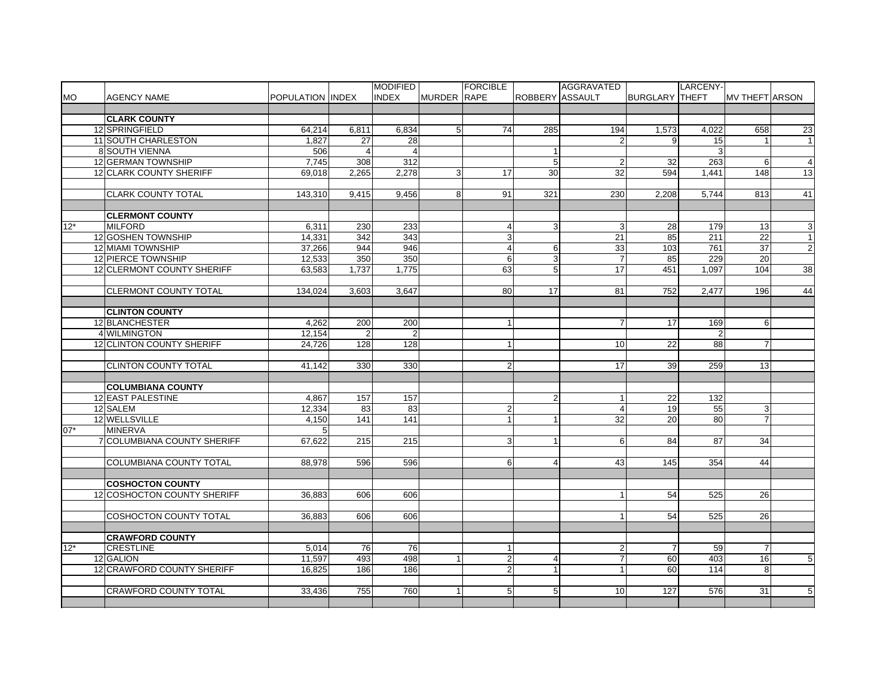| MO | AGENCY NAME | POPULATION | INDEX | MODIFIED INDEX | MURDER | FORCIBLE RAPE | ROBBERY | AGGRAVATED ASSAULT | BURGLARY | LARCENY-THEFT | MV THEFT | ARSON |
|---|---|---|---|---|---|---|---|---|---|---|---|---|
| | | | | | | | | | | | | |
| | **CLARK COUNTY** | | | | | | | | | | | |
| 12 | SPRINGFIELD | 64,214 | 6,811 | 6,834 | 5 | 74 | 285 | 194 | 1,573 | 4,022 | 658 | 23 |
| 11 | SOUTH CHARLESTON | 1,827 | 27 | 28 | | | | 2 | 9 | 15 | 1 | 1 |
| 8 | SOUTH VIENNA | 506 | 4 | 4 | | | 1 | | | 3 | | |
| 12 | GERMAN TOWNSHIP | 7,745 | 308 | 312 | | | 5 | 2 | 32 | 263 | 6 | 4 |
| 12 | CLARK COUNTY SHERIFF | 69,018 | 2,265 | 2,278 | 3 | 17 | 30 | 32 | 594 | 1,441 | 148 | 13 |
| | | | | | | | | | | | | |
| | CLARK COUNTY TOTAL | 143,310 | 9,415 | 9,456 | 8 | 91 | 321 | 230 | 2,208 | 5,744 | 813 | 41 |
| | | | | | | | | | | | | |
| | **CLERMONT COUNTY** | | | | | | | | | | | |
| 12* | MILFORD | 6,311 | 230 | 233 | | 4 | 3 | 3 | 28 | 179 | 13 | 3 |
| 12 | GOSHEN TOWNSHIP | 14,331 | 342 | 343 | | 3 | | 21 | 85 | 211 | 22 | 1 |
| 12 | MIAMI TOWNSHIP | 37,266 | 944 | 946 | | 4 | 6 | 33 | 103 | 761 | 37 | 2 |
| 12 | PIERCE TOWNSHIP | 12,533 | 350 | 350 | | 6 | 3 | 7 | 85 | 229 | 20 | |
| 12 | CLERMONT COUNTY SHERIFF | 63,583 | 1,737 | 1,775 | | 63 | 5 | 17 | 451 | 1,097 | 104 | 38 |
| | | | | | | | | | | | | |
| | CLERMONT COUNTY TOTAL | 134,024 | 3,603 | 3,647 | | 80 | 17 | 81 | 752 | 2,477 | 196 | 44 |
| | | | | | | | | | | | | |
| | **CLINTON COUNTY** | | | | | | | | | | | |
| 12 | BLANCHESTER | 4,262 | 200 | 200 | | 1 | | 7 | 17 | 169 | 6 | |
| 4 | WILMINGTON | 12,154 | 2 | 2 | | | | | | 2 | | |
| 12 | CLINTON COUNTY SHERIFF | 24,726 | 128 | 128 | | 1 | | 10 | 22 | 88 | 7 | |
| | | | | | | | | | | | | |
| | CLINTON COUNTY TOTAL | 41,142 | 330 | 330 | | 2 | | 17 | 39 | 259 | 13 | |
| | | | | | | | | | | | | |
| | **COLUMBIANA COUNTY** | | | | | | | | | | | |
| 12 | EAST PALESTINE | 4,867 | 157 | 157 | | | 2 | 1 | 22 | 132 | | |
| 12 | SALEM | 12,334 | 83 | 83 | | 2 | | 4 | 19 | 55 | 3 | |
| 12 | WELLSVILLE | 4,150 | 141 | 141 | | 1 | 1 | 32 | 20 | 80 | 7 | |
| 07* | MINERVA | 5 | | | | | | | | | | |
| 7 | COLUMBIANA COUNTY SHERIFF | 67,622 | 215 | 215 | | 3 | 1 | 6 | 84 | 87 | 34 | |
| | | | | | | | | | | | | |
| | COLUMBIANA COUNTY TOTAL | 88,978 | 596 | 596 | | 6 | 4 | 43 | 145 | 354 | 44 | |
| | | | | | | | | | | | | |
| | **COSHOCTON COUNTY** | | | | | | | | | | | |
| 12 | COSHOCTON COUNTY SHERIFF | 36,883 | 606 | 606 | | | | 1 | 54 | 525 | 26 | |
| | | | | | | | | | | | | |
| | COSHOCTON COUNTY TOTAL | 36,883 | 606 | 606 | | | | 1 | 54 | 525 | 26 | |
| | | | | | | | | | | | | |
| | **CRAWFORD COUNTY** | | | | | | | | | | | |
| 12* | CRESTLINE | 5,014 | 76 | 76 | | 1 | | 2 | 7 | 59 | 7 | |
| 12 | GALION | 11,597 | 493 | 498 | 1 | 2 | 4 | 7 | 60 | 403 | 16 | 5 |
| 12 | CRAWFORD COUNTY SHERIFF | 16,825 | 186 | 186 | | 2 | 1 | 1 | 60 | 114 | 8 | |
| | | | | | | | | | | | | |
| | CRAWFORD COUNTY TOTAL | 33,436 | 755 | 760 | 1 | 5 | 5 | 10 | 127 | 576 | 31 | 5 |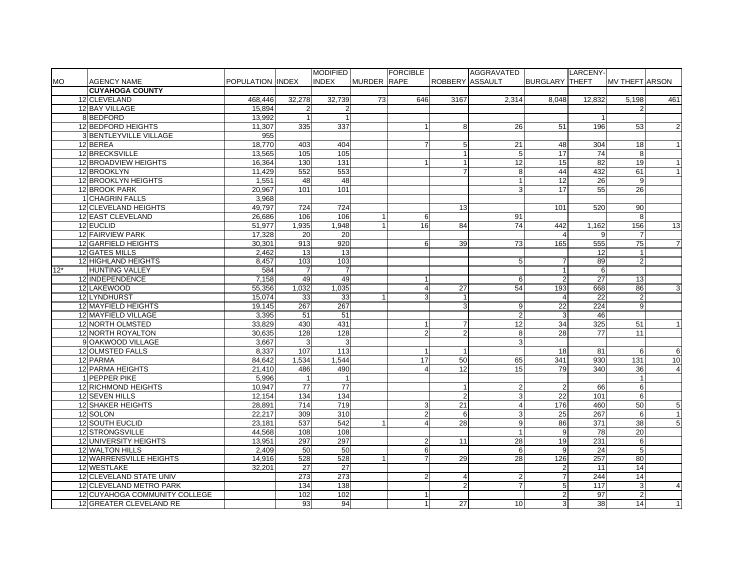| MO | AGENCY NAME | POPULATION | INDEX | MODIFIED INDEX | MURDER | FORCIBLE RAPE | ROBBERY | AGGRAVATED ASSAULT | BURGLARY | LARCENY-THEFT | MV THEFT | ARSON |
|---|---|---|---|---|---|---|---|---|---|---|---|---|
| | **CUYAHOGA COUNTY** | | | | | | | | | | | |
| 12 | CLEVELAND | 468,446 | 32,278 | 32,739 | 73 | 646 | 3167 | 2,314 | 8,048 | 12,832 | 5,198 | 461 |
| 12 | BAY VILLAGE | 15,894 | 2 | 2 | | | | | | | 2 | |
| 8 | BEDFORD | 13,992 | 1 | 1 | | | | | | 1 | | |
| 12 | BEDFORD HEIGHTS | 11,307 | 335 | 337 | | 1 | 8 | 26 | 51 | 196 | 53 | 2 |
| 3 | BENTLEYVILLE VILLAGE | 955 | | | | | | | | | | |
| 12 | BEREA | 18,770 | 403 | 404 | | 7 | 5 | 21 | 48 | 304 | 18 | 1 |
| 12 | BRECKSVILLE | 13,565 | 105 | 105 | | | 1 | 5 | 17 | 74 | 8 | |
| 12 | BROADVIEW HEIGHTS | 16,364 | 130 | 131 | | 1 | 1 | 12 | 15 | 82 | 19 | 1 |
| 12 | BROOKLYN | 11,429 | 552 | 553 | | | 7 | 8 | 44 | 432 | 61 | 1 |
| 12 | BROOKLYN HEIGHTS | 1,551 | 48 | 48 | | | | 1 | 12 | 26 | 9 | |
| 12 | BROOK PARK | 20,967 | 101 | 101 | | | | 3 | 17 | 55 | 26 | |
| 1 | CHAGRIN FALLS | 3,968 | | | | | | | | | | |
| 12 | CLEVELAND HEIGHTS | 49,797 | 724 | 724 | | | 13 | | 101 | 520 | 90 | |
| 12 | EAST CLEVELAND | 26,686 | 106 | 106 | 1 | 6 | | 91 | | | 8 | |
| 12 | EUCLID | 51,977 | 1,935 | 1,948 | 1 | 16 | 84 | 74 | 442 | 1,162 | 156 | 13 |
| 12 | FAIRVIEW PARK | 17,328 | 20 | 20 | | | | | 4 | 9 | 7 | |
| 12 | GARFIELD HEIGHTS | 30,301 | 913 | 920 | | 6 | 39 | 73 | 165 | 555 | 75 | 7 |
| 12 | GATES MILLS | 2,462 | 13 | 13 | | | | | | 12 | 1 | |
| 12 | HIGHLAND HEIGHTS | 8,457 | 103 | 103 | | | | 5 | 7 | 89 | 2 | |
| 12* | HUNTING VALLEY | 584 | 7 | 7 | | | | | 1 | 6 | | |
| 12 | INDEPENDENCE | 7,158 | 49 | 49 | | 1 | | 6 | 2 | 27 | 13 | |
| 12 | LAKEWOOD | 55,356 | 1,032 | 1,035 | | 4 | 27 | 54 | 193 | 668 | 86 | 3 |
| 12 | LYNDHURST | 15,074 | 33 | 33 | 1 | 3 | 1 | | 4 | 22 | 2 | |
| 12 | MAYFIELD HEIGHTS | 19,145 | 267 | 267 | | | 3 | 9 | 22 | 224 | 9 | |
| 12 | MAYFIELD VILLAGE | 3,395 | 51 | 51 | | | | 2 | 3 | 46 | | |
| 12 | NORTH OLMSTED | 33,829 | 430 | 431 | | 1 | 7 | 12 | 34 | 325 | 51 | 1 |
| 12 | NORTH ROYALTON | 30,635 | 128 | 128 | | 2 | 2 | 8 | 28 | 77 | 11 | |
| 9 | OAKWOOD VILLAGE | 3,667 | 3 | 3 | | | | 3 | | | | |
| 12 | OLMSTED FALLS | 8,337 | 107 | 113 | | 1 | 1 | | 18 | 81 | 6 | 6 |
| 12 | PARMA | 84,642 | 1,534 | 1,544 | | 17 | 50 | 65 | 341 | 930 | 131 | 10 |
| 12 | PARMA HEIGHTS | 21,410 | 486 | 490 | | 4 | 12 | 15 | 79 | 340 | 36 | 4 |
| 1 | PEPPER PIKE | 5,996 | 1 | 1 | | | | | | | 1 | |
| 12 | RICHMOND HEIGHTS | 10,947 | 77 | 77 | | | 1 | 2 | 2 | 66 | 6 | |
| 12 | SEVEN HILLS | 12,154 | 134 | 134 | | | 2 | 3 | 22 | 101 | 6 | |
| 12 | SHAKER HEIGHTS | 28,891 | 714 | 719 | | 3 | 21 | 4 | 176 | 460 | 50 | 5 |
| 12 | SOLON | 22,217 | 309 | 310 | | 2 | 6 | 3 | 25 | 267 | 6 | 1 |
| 12 | SOUTH EUCLID | 23,181 | 537 | 542 | 1 | 4 | 28 | 9 | 86 | 371 | 38 | 5 |
| 12 | STRONGSVILLE | 44,568 | 108 | 108 | | | | 1 | 9 | 78 | 20 | |
| 12 | UNIVERSITY HEIGHTS | 13,951 | 297 | 297 | | 2 | 11 | 28 | 19 | 231 | 6 | |
| 12 | WALTON HILLS | 2,409 | 50 | 50 | | 6 | | 6 | 9 | 24 | 5 | |
| 12 | WARRENSVILLE HEIGHTS | 14,916 | 528 | 528 | 1 | 7 | 29 | 28 | 126 | 257 | 80 | |
| 12 | WESTLAKE | 32,201 | 27 | 27 | | | | | 2 | 11 | 14 | |
| 12 | CLEVELAND STATE UNIV | | 273 | 273 | | 2 | 4 | 2 | 7 | 244 | 14 | |
| 12 | CLEVELAND METRO PARK | | 134 | 138 | | | 2 | 7 | 5 | 117 | 3 | 4 |
| 12 | CUYAHOGA COMMUNITY COLLEGE | | 102 | 102 | | 1 | | | 2 | 97 | 2 | |
| 12 | GREATER CLEVELAND RE | | 93 | 94 | | 1 | 27 | 10 | 3 | 38 | 14 | 1 |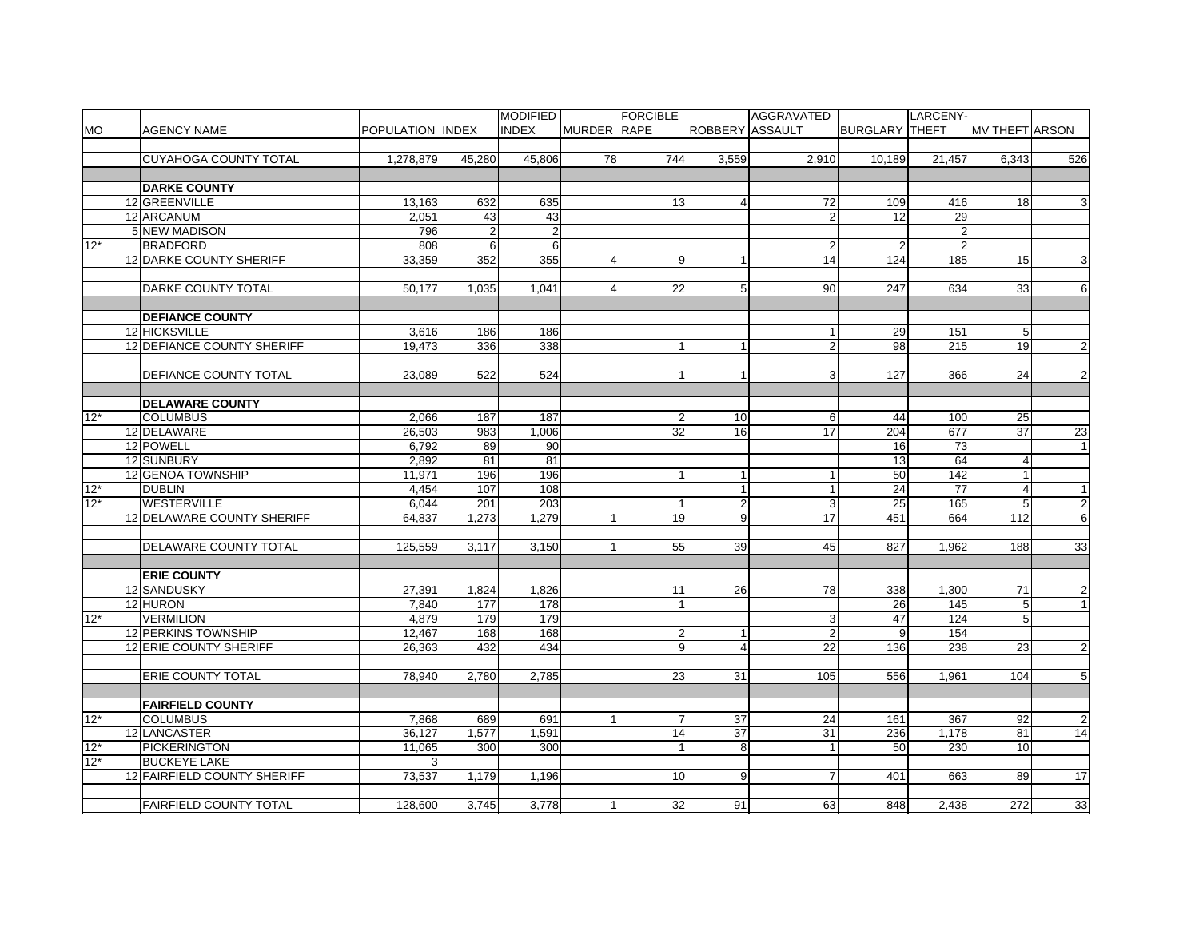| MO | AGENCY NAME | POPULATION | INDEX | MODIFIED INDEX | MURDER | FORCIBLE RAPE | ROBBERY | AGGRAVATED ASSAULT | BURGLARY | LARCENY-THEFT | MV THEFT | ARSON |
|---|---|---|---|---|---|---|---|---|---|---|---|---|
| | CUYAHOGA COUNTY TOTAL | 1,278,879 | 45,280 | 45,806 | 78 | 744 | 3,559 | 2,910 | 10,189 | 21,457 | 6,343 | 526 |
| | **DARKE COUNTY** | | | | | | | | | | | |
| 12 | GREENVILLE | 13,163 | 632 | 635 | | 13 | 4 | 72 | 109 | 416 | 18 | 3 |
| 12 | ARCANUM | 2,051 | 43 | 43 | | | | 2 | 12 | 29 | | |
| 5 | NEW MADISON | 796 | 2 | 2 | | | | | | 2 | | |
| 12* | BRADFORD | 808 | 6 | 6 | | | | 2 | 2 | 2 | | |
| 12 | DARKE COUNTY SHERIFF | 33,359 | 352 | 355 | 4 | 9 | 1 | 14 | 124 | 185 | 15 | 3 |
| | DARKE COUNTY TOTAL | 50,177 | 1,035 | 1,041 | 4 | 22 | 5 | 90 | 247 | 634 | 33 | 6 |
| | **DEFIANCE COUNTY** | | | | | | | | | | | |
| 12 | HICKSVILLE | 3,616 | 186 | 186 | | | | 1 | 29 | 151 | 5 | |
| 12 | DEFIANCE COUNTY SHERIFF | 19,473 | 336 | 338 | | 1 | 1 | 2 | 98 | 215 | 19 | 2 |
| | DEFIANCE COUNTY TOTAL | 23,089 | 522 | 524 | | 1 | 1 | 3 | 127 | 366 | 24 | 2 |
| | **DELAWARE COUNTY** | | | | | | | | | | | |
| 12* | COLUMBUS | 2,066 | 187 | 187 | | 2 | 10 | 6 | 44 | 100 | 25 | |
| 12 | DELAWARE | 26,503 | 983 | 1,006 | | 32 | 16 | 17 | 204 | 677 | 37 | 23 |
| 12 | POWELL | 6,792 | 89 | 90 | | | | | 16 | 73 | | 1 |
| 12 | SUNBURY | 2,892 | 81 | 81 | | | | | 13 | 64 | 4 | |
| 12 | GENOA TOWNSHIP | 11,971 | 196 | 196 | | 1 | 1 | 1 | 50 | 142 | 1 | |
| 12* | DUBLIN | 4,454 | 107 | 108 | | | 1 | 1 | 24 | 77 | 4 | 1 |
| 12* | WESTERVILLE | 6,044 | 201 | 203 | | 1 | 2 | 3 | 25 | 165 | 5 | 2 |
| 12 | DELAWARE COUNTY SHERIFF | 64,837 | 1,273 | 1,279 | 1 | 19 | 9 | 17 | 451 | 664 | 112 | 6 |
| | DELAWARE COUNTY TOTAL | 125,559 | 3,117 | 3,150 | 1 | 55 | 39 | 45 | 827 | 1,962 | 188 | 33 |
| | **ERIE COUNTY** | | | | | | | | | | | |
| 12 | SANDUSKY | 27,391 | 1,824 | 1,826 | | 11 | 26 | 78 | 338 | 1,300 | 71 | 2 |
| 12 | HURON | 7,840 | 177 | 178 | | 1 | | | 26 | 145 | 5 | 1 |
| 12* | VERMILION | 4,879 | 179 | 179 | | | | 3 | 47 | 124 | 5 | |
| 12 | PERKINS TOWNSHIP | 12,467 | 168 | 168 | | 2 | 1 | 2 | 9 | 154 | | |
| 12 | ERIE COUNTY SHERIFF | 26,363 | 432 | 434 | | 9 | 4 | 22 | 136 | 238 | 23 | 2 |
| | ERIE COUNTY TOTAL | 78,940 | 2,780 | 2,785 | | 23 | 31 | 105 | 556 | 1,961 | 104 | 5 |
| | **FAIRFIELD COUNTY** | | | | | | | | | | | |
| 12* | COLUMBUS | 7,868 | 689 | 691 | 1 | 7 | 37 | 24 | 161 | 367 | 92 | 2 |
| 12 | LANCASTER | 36,127 | 1,577 | 1,591 | | 14 | 37 | 31 | 236 | 1,178 | 81 | 14 |
| 12* | PICKERINGTON | 11,065 | 300 | 300 | | 1 | 8 | 1 | 50 | 230 | 10 | |
| 12* | BUCKEYE LAKE | 3 | | | | | | | | | | |
| 12 | FAIRFIELD COUNTY SHERIFF | 73,537 | 1,179 | 1,196 | | 10 | 9 | 7 | 401 | 663 | 89 | 17 |
| | FAIRFIELD COUNTY TOTAL | 128,600 | 3,745 | 3,778 | 1 | 32 | 91 | 63 | 848 | 2,438 | 272 | 33 |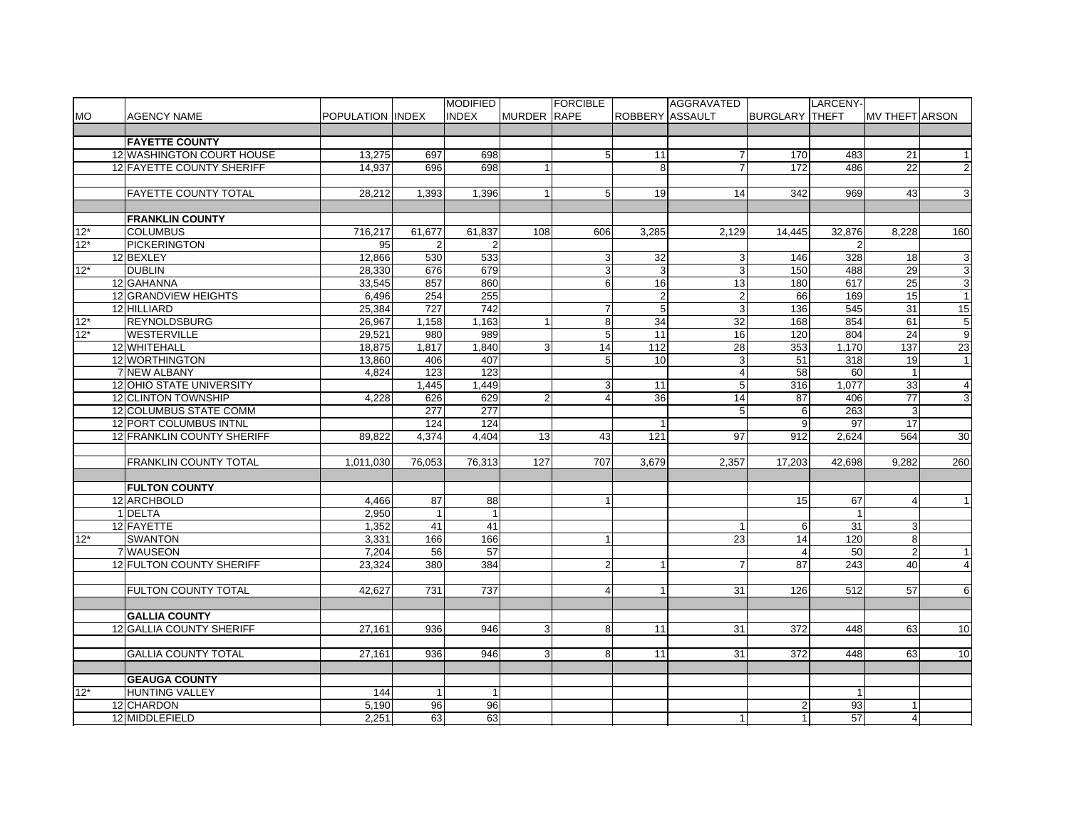| MO | AGENCY NAME | POPULATION | INDEX | MODIFIED INDEX | MURDER | FORCIBLE RAPE | ROBBERY | AGGRAVATED ASSAULT | BURGLARY | LARCENY-THEFT | MV THEFT | ARSON |
|---|---|---|---|---|---|---|---|---|---|---|---|---|
| | **FAYETTE COUNTY** | | | | | | | | | | | |
| 12 | WASHINGTON COURT HOUSE | 13,275 | 697 | 698 | | 5 | 11 | 7 | 170 | 483 | 21 | 1 |
| 12 | FAYETTE COUNTY SHERIFF | 14,937 | 696 | 698 | 1 | | 8 | 7 | 172 | 486 | 22 | 2 |
| | FAYETTE COUNTY TOTAL | 28,212 | 1,393 | 1,396 | 1 | 5 | 19 | 14 | 342 | 969 | 43 | 3 |
| | **FRANKLIN COUNTY** | | | | | | | | | | | |
| 12* | COLUMBUS | 716,217 | 61,677 | 61,837 | 108 | 606 | 3,285 | 2,129 | 14,445 | 32,876 | 8,228 | 160 |
| 12* | PICKERINGTON | 95 | 2 | 2 | | | | | | 2 | | |
| 12 | BEXLEY | 12,866 | 530 | 533 | | 3 | 32 | 3 | 146 | 328 | 18 | 3 |
| 12* | DUBLIN | 28,330 | 676 | 679 | | 3 | 3 | 3 | 150 | 488 | 29 | 3 |
| 12 | GAHANNA | 33,545 | 857 | 860 | | 6 | 16 | 13 | 180 | 617 | 25 | 3 |
| 12 | GRANDVIEW HEIGHTS | 6,496 | 254 | 255 | | | 2 | 2 | 66 | 169 | 15 | 1 |
| 12 | HILLIARD | 25,384 | 727 | 742 | | 7 | 5 | 3 | 136 | 545 | 31 | 15 |
| 12* | REYNOLDSBURG | 26,967 | 1,158 | 1,163 | 1 | 8 | 34 | 32 | 168 | 854 | 61 | 5 |
| 12* | WESTERVILLE | 29,521 | 980 | 989 | | 5 | 11 | 16 | 120 | 804 | 24 | 9 |
| 12 | WHITEHALL | 18,875 | 1,817 | 1,840 | 3 | 14 | 112 | 28 | 353 | 1,170 | 137 | 23 |
| 12 | WORTHINGTON | 13,860 | 406 | 407 | | 5 | 10 | 3 | 51 | 318 | 19 | 1 |
| 7 | NEW ALBANY | 4,824 | 123 | 123 | | | | 4 | 58 | 60 | 1 | |
| 12 | OHIO STATE UNIVERSITY | | 1,445 | 1,449 | | 3 | 11 | 5 | 316 | 1,077 | 33 | 4 |
| 12 | CLINTON TOWNSHIP | 4,228 | 626 | 629 | 2 | 4 | 36 | 14 | 87 | 406 | 77 | 3 |
| 12 | COLUMBUS STATE COMM | | 277 | 277 | | | | 5 | 6 | 263 | 3 | |
| 12 | PORT COLUMBUS INTNL | | 124 | 124 | | | 1 | | 9 | 97 | 17 | |
| 12 | FRANKLIN COUNTY SHERIFF | 89,822 | 4,374 | 4,404 | 13 | 43 | 121 | 97 | 912 | 2,624 | 564 | 30 |
| | FRANKLIN COUNTY TOTAL | 1,011,030 | 76,053 | 76,313 | 127 | 707 | 3,679 | 2,357 | 17,203 | 42,698 | 9,282 | 260 |
| | **FULTON COUNTY** | | | | | | | | | | | |
| 12 | ARCHBOLD | 4,466 | 87 | 88 | | 1 | | | 15 | 67 | 4 | 1 |
| 1 | DELTA | 2,950 | 1 | 1 | | | | | | 1 | | |
| 12 | FAYETTE | 1,352 | 41 | 41 | | | | 1 | 6 | 31 | 3 | |
| 12* | SWANTON | 3,331 | 166 | 166 | | 1 | | 23 | 14 | 120 | 8 | |
| 7 | WAUSEON | 7,204 | 56 | 57 | | | | | 4 | 50 | 2 | 1 |
| 12 | FULTON COUNTY SHERIFF | 23,324 | 380 | 384 | | 2 | 1 | 7 | 87 | 243 | 40 | 4 |
| | FULTON COUNTY TOTAL | 42,627 | 731 | 737 | | 4 | 1 | 31 | 126 | 512 | 57 | 6 |
| | **GALLIA COUNTY** | | | | | | | | | | | |
| 12 | GALLIA COUNTY SHERIFF | 27,161 | 936 | 946 | 3 | 8 | 11 | 31 | 372 | 448 | 63 | 10 |
| | GALLIA COUNTY TOTAL | 27,161 | 936 | 946 | 3 | 8 | 11 | 31 | 372 | 448 | 63 | 10 |
| | **GEAUGA COUNTY** | | | | | | | | | | | |
| 12* | HUNTING VALLEY | 144 | 1 | 1 | | | | | | 1 | | |
| 12 | CHARDON | 5,190 | 96 | 96 | | | | | 2 | 93 | 1 | |
| 12 | MIDDLEFIELD | 2,251 | 63 | 63 | | | | 1 | 1 | 57 | 4 | |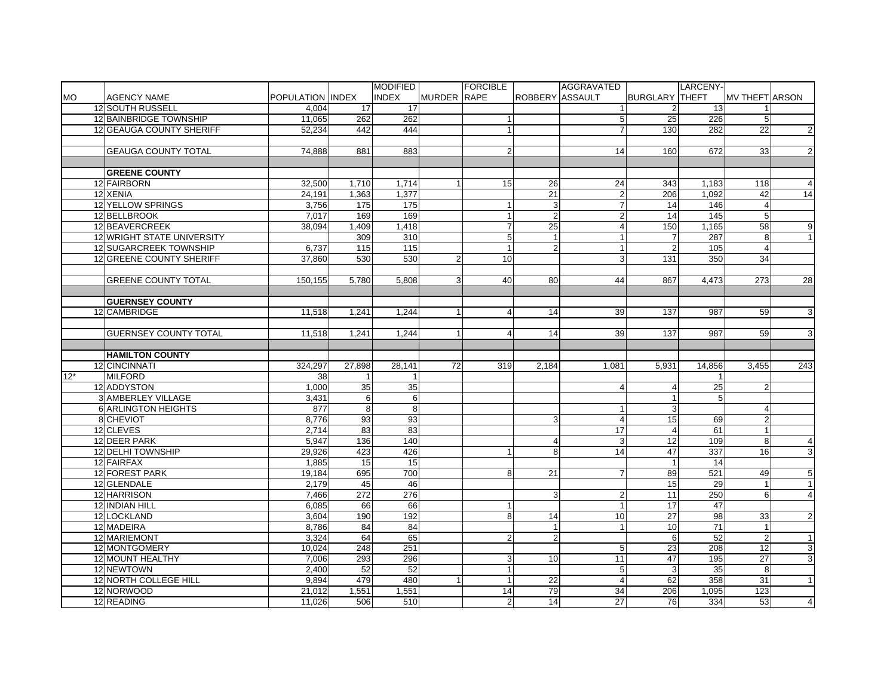| MO | AGENCY NAME | POPULATION | INDEX | MODIFIED INDEX | MURDER | FORCIBLE RAPE | ROBBERY | AGGRAVATED ASSAULT | BURGLARY | LARCENY-THEFT | MV THEFT | ARSON |
|---|---|---|---|---|---|---|---|---|---|---|---|---|
| 12 | SOUTH RUSSELL | 4,004 | 17 | 17 | | | | 1 | 2 | 13 | 1 | |
| 12 | BAINBRIDGE TOWNSHIP | 11,065 | 262 | 262 | | 1 | | 5 | 25 | 226 | 5 | |
| 12 | GEAUGA COUNTY SHERIFF | 52,234 | 442 | 444 | | 1 | | 7 | 130 | 282 | 22 | 2 |
| | | | | | | | | | | | | |
| | GEAUGA COUNTY TOTAL | 74,888 | 881 | 883 | | 2 | | 14 | 160 | 672 | 33 | 2 |
| | | | | | | | | | | | | |
| | **GREENE COUNTY** | | | | | | | | | | | |
| 12 | FAIRBORN | 32,500 | 1,710 | 1,714 | 1 | 15 | 26 | 24 | 343 | 1,183 | 118 | 4 |
| 12 | XENIA | 24,191 | 1,363 | 1,377 | | | 21 | 2 | 206 | 1,092 | 42 | 14 |
| 12 | YELLOW SPRINGS | 3,756 | 175 | 175 | | 1 | 3 | 7 | 14 | 146 | 4 | |
| 12 | BELLBROOK | 7,017 | 169 | 169 | | 1 | 2 | 2 | 14 | 145 | 5 | |
| 12 | BEAVERCREEK | 38,094 | 1,409 | 1,418 | | 7 | 25 | 4 | 150 | 1,165 | 58 | 9 |
| 12 | WRIGHT STATE UNIVERSITY | | 309 | 310 | | 5 | 1 | 1 | 7 | 287 | 8 | 1 |
| 12 | SUGARCREEK TOWNSHIP | 6,737 | 115 | 115 | | 1 | 2 | 1 | 2 | 105 | 4 | |
| 12 | GREENE COUNTY SHERIFF | 37,860 | 530 | 530 | 2 | 10 | | 3 | 131 | 350 | 34 | |
| | | | | | | | | | | | | |
| | GREENE COUNTY TOTAL | 150,155 | 5,780 | 5,808 | 3 | 40 | 80 | 44 | 867 | 4,473 | 273 | 28 |
| | | | | | | | | | | | | |
| | **GUERNSEY COUNTY** | | | | | | | | | | | |
| 12 | CAMBRIDGE | 11,518 | 1,241 | 1,244 | 1 | 4 | 14 | 39 | 137 | 987 | 59 | 3 |
| | | | | | | | | | | | | |
| | GUERNSEY COUNTY TOTAL | 11,518 | 1,241 | 1,244 | 1 | 4 | 14 | 39 | 137 | 987 | 59 | 3 |
| | | | | | | | | | | | | |
| | **HAMILTON COUNTY** | | | | | | | | | | | |
| 12 | CINCINNATI | 324,297 | 27,898 | 28,141 | 72 | 319 | 2,184 | 1,081 | 5,931 | 14,856 | 3,455 | 243 |
| 12* | MILFORD | 38 | 1 | 1 | | | | | | 1 | | |
| 12 | ADDYSTON | 1,000 | 35 | 35 | | | | 4 | 4 | 25 | 2 | |
| 3 | AMBERLEY VILLAGE | 3,431 | 6 | 6 | | | | | 1 | 5 | | |
| 6 | ARLINGTON HEIGHTS | 877 | 8 | 8 | | | | 1 | 3 | | 4 | |
| 8 | CHEVIOT | 8,776 | 93 | 93 | | | 3 | 4 | 15 | 69 | 2 | |
| 12 | CLEVES | 2,714 | 83 | 83 | | | | 17 | 4 | 61 | 1 | |
| 12 | DEER PARK | 5,947 | 136 | 140 | | | 4 | 3 | 12 | 109 | 8 | 4 |
| 12 | DELHI TOWNSHIP | 29,926 | 423 | 426 | | 1 | 8 | 14 | 47 | 337 | 16 | 3 |
| 12 | FAIRFAX | 1,885 | 15 | 15 | | | | | 1 | 14 | | |
| 12 | FOREST PARK | 19,184 | 695 | 700 | | 8 | 21 | 7 | 89 | 521 | 49 | 5 |
| 12 | GLENDALE | 2,179 | 45 | 46 | | | | | 15 | 29 | 1 | 1 |
| 12 | HARRISON | 7,466 | 272 | 276 | | | 3 | 2 | 11 | 250 | 6 | 4 |
| 12 | INDIAN HILL | 6,085 | 66 | 66 | | 1 | | 1 | 17 | 47 | | |
| 12 | LOCKLAND | 3,604 | 190 | 192 | | 8 | 14 | 10 | 27 | 98 | 33 | 2 |
| 12 | MADEIRA | 8,786 | 84 | 84 | | | 1 | 1 | 10 | 71 | 1 | |
| 12 | MARIEMONT | 3,324 | 64 | 65 | | 2 | 2 | | 6 | 52 | 2 | 1 |
| 12 | MONTGOMERY | 10,024 | 248 | 251 | | | | 5 | 23 | 208 | 12 | 3 |
| 12 | MOUNT HEALTHY | 7,006 | 293 | 296 | | 3 | 10 | 11 | 47 | 195 | 27 | 3 |
| 12 | NEWTOWN | 2,400 | 52 | 52 | | 1 | | 5 | 3 | 35 | 8 | |
| 12 | NORTH COLLEGE HILL | 9,894 | 479 | 480 | 1 | 1 | 22 | 4 | 62 | 358 | 31 | 1 |
| 12 | NORWOOD | 21,012 | 1,551 | 1,551 | | 14 | 79 | 34 | 206 | 1,095 | 123 | |
| 12 | READING | 11,026 | 506 | 510 | | 2 | 14 | 27 | 76 | 334 | 53 | 4 |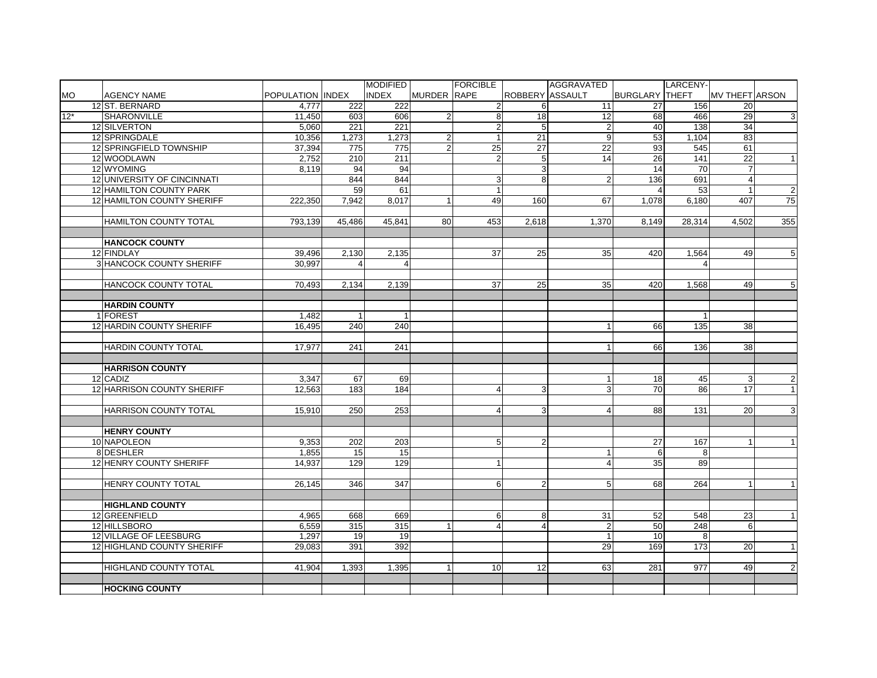| MO | AGENCY NAME | POPULATION | INDEX | MODIFIED INDEX | MURDER | FORCIBLE RAPE | ROBBERY | AGGRAVATED ASSAULT | BURGLARY | LARCENY-THEFT | MV THEFT | ARSON |
|---|---|---|---|---|---|---|---|---|---|---|---|---|
| 12 | ST. BERNARD | 4,777 | 222 | 222 | | 2 | 6 | 11 | 27 | 156 | 20 | |
| 12* | SHARONVILLE | 11,450 | 603 | 606 | 2 | 8 | 18 | 12 | 68 | 466 | 29 | 3 |
| 12 | SILVERTON | 5,060 | 221 | 221 | | 2 | 5 | 2 | 40 | 138 | 34 | |
| 12 | SPRINGDALE | 10,356 | 1,273 | 1,273 | 2 | 1 | 21 | 9 | 53 | 1,104 | 83 | |
| 12 | SPRINGFIELD TOWNSHIP | 37,394 | 775 | 775 | 2 | 25 | 27 | 22 | 93 | 545 | 61 | |
| 12 | WOODLAWN | 2,752 | 210 | 211 | | 2 | 5 | 14 | 26 | 141 | 22 | 1 |
| 12 | WYOMING | 8,119 | 94 | 94 | | | 3 | | 14 | 70 | 7 | |
| 12 | UNIVERSITY OF CINCINNATI | | 844 | 844 | | 3 | 8 | 2 | 136 | 691 | 4 | |
| 12 | HAMILTON COUNTY PARK | | 59 | 61 | | 1 | | | 4 | 53 | 1 | 2 |
| 12 | HAMILTON COUNTY SHERIFF | 222,350 | 7,942 | 8,017 | 1 | 49 | 160 | 67 | 1,078 | 6,180 | 407 | 75 |
| | | | | | | | | | | | | |
| | HAMILTON COUNTY TOTAL | 793,139 | 45,486 | 45,841 | 80 | 453 | 2,618 | 1,370 | 8,149 | 28,314 | 4,502 | 355 |
| | | | | | | | | | | | | |
| | **HANCOCK COUNTY** | | | | | | | | | | | |
| 12 | FINDLAY | 39,496 | 2,130 | 2,135 | | 37 | 25 | 35 | 420 | 1,564 | 49 | 5 |
| 3 | HANCOCK COUNTY SHERIFF | 30,997 | 4 | 4 | | | | | | 4 | | |
| | | | | | | | | | | | | |
| | HANCOCK COUNTY TOTAL | 70,493 | 2,134 | 2,139 | | 37 | 25 | 35 | 420 | 1,568 | 49 | 5 |
| | | | | | | | | | | | | |
| | **HARDIN COUNTY** | | | | | | | | | | | |
| 1 | FOREST | 1,482 | 1 | 1 | | | | | | 1 | | |
| 12 | HARDIN COUNTY SHERIFF | 16,495 | 240 | 240 | | | | 1 | 66 | 135 | 38 | |
| | | | | | | | | | | | | |
| | HARDIN COUNTY TOTAL | 17,977 | 241 | 241 | | | | 1 | 66 | 136 | 38 | |
| | | | | | | | | | | | | |
| | **HARRISON COUNTY** | | | | | | | | | | | |
| 12 | CADIZ | 3,347 | 67 | 69 | | | | 1 | 18 | 45 | 3 | 2 |
| 12 | HARRISON COUNTY SHERIFF | 12,563 | 183 | 184 | | 4 | 3 | 3 | 70 | 86 | 17 | 1 |
| | | | | | | | | | | | | |
| | HARRISON COUNTY TOTAL | 15,910 | 250 | 253 | | 4 | 3 | 4 | 88 | 131 | 20 | 3 |
| | | | | | | | | | | | | |
| | **HENRY COUNTY** | | | | | | | | | | | |
| 10 | NAPOLEON | 9,353 | 202 | 203 | | 5 | 2 | | 27 | 167 | 1 | 1 |
| 8 | DESHLER | 1,855 | 15 | 15 | | | | 1 | 6 | 8 | | |
| 12 | HENRY COUNTY SHERIFF | 14,937 | 129 | 129 | | 1 | | 4 | 35 | 89 | | |
| | | | | | | | | | | | | |
| | HENRY COUNTY TOTAL | 26,145 | 346 | 347 | | 6 | 2 | 5 | 68 | 264 | 1 | 1 |
| | | | | | | | | | | | | |
| | **HIGHLAND COUNTY** | | | | | | | | | | | |
| 12 | GREENFIELD | 4,965 | 668 | 669 | | 6 | 8 | 31 | 52 | 548 | 23 | 1 |
| 12 | HILLSBORO | 6,559 | 315 | 315 | 1 | 4 | 4 | 2 | 50 | 248 | 6 | |
| 12 | VILLAGE OF LEESBURG | 1,297 | 19 | 19 | | | | 1 | 10 | 8 | | |
| 12 | HIGHLAND COUNTY SHERIFF | 29,083 | 391 | 392 | | | | 29 | 169 | 173 | 20 | 1 |
| | | | | | | | | | | | | |
| | HIGHLAND COUNTY TOTAL | 41,904 | 1,393 | 1,395 | 1 | 10 | 12 | 63 | 281 | 977 | 49 | 2 |
| | | | | | | | | | | | | |
| | **HOCKING COUNTY** | | | | | | | | | | | |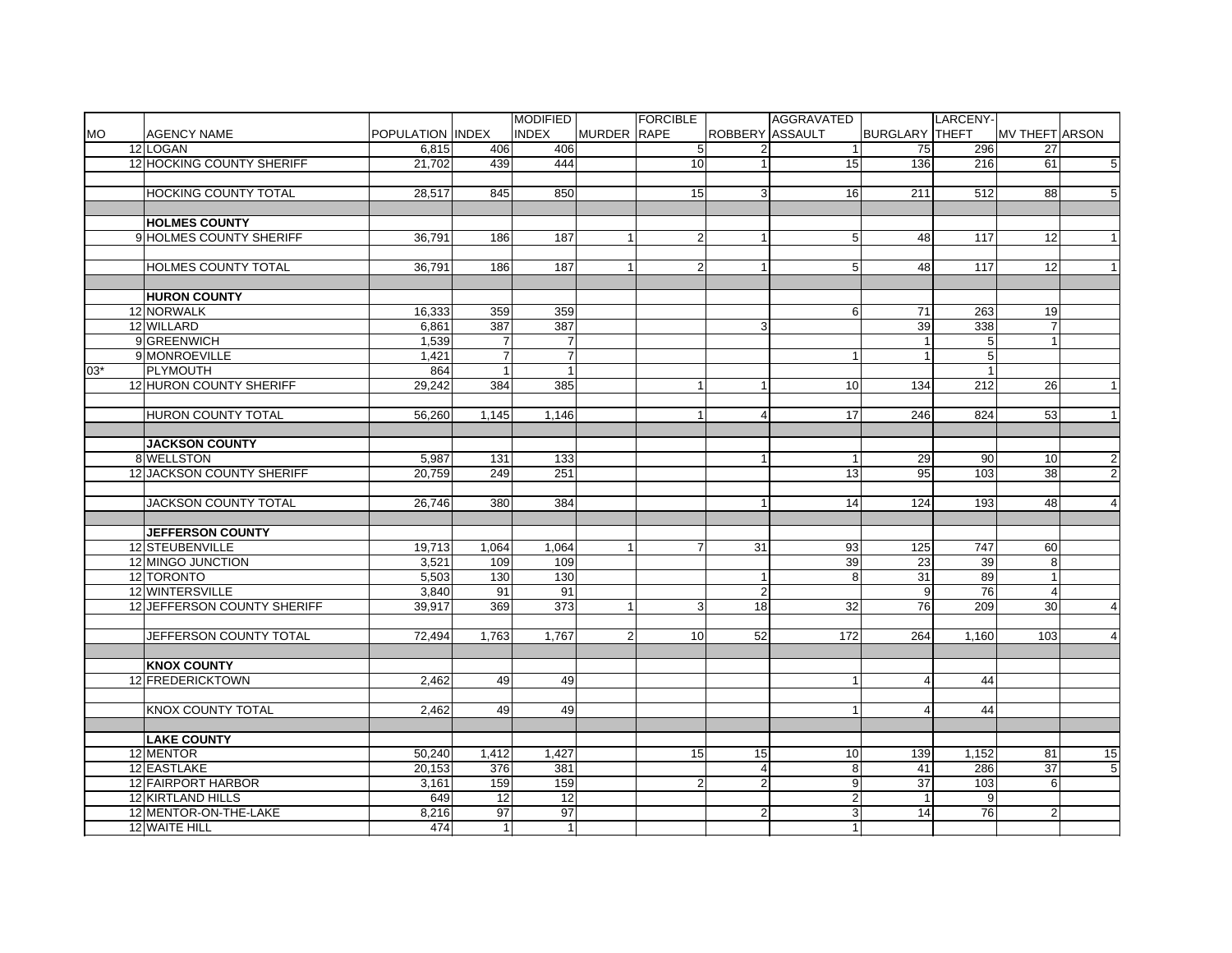| MO | AGENCY NAME | POPULATION | INDEX | MODIFIED INDEX | MURDER | FORCIBLE RAPE | ROBBERY | AGGRAVATED ASSAULT | BURGLARY | LARCENY-THEFT | MV THEFT | ARSON |
|---|---|---|---|---|---|---|---|---|---|---|---|---|
| 12 | LOGAN | 6,815 | 406 | 406 | | 5 | 2 | 1 | 75 | 296 | 27 | |
| 12 | HOCKING COUNTY SHERIFF | 21,702 | 439 | 444 | | 10 | 1 | 15 | 136 | 216 | 61 | 5 |
| | | | | | | | | | | | | |
| | HOCKING COUNTY TOTAL | 28,517 | 845 | 850 | | 15 | 3 | 16 | 211 | 512 | 88 | 5 |
| | | | | | | | | | | | | |
| | **HOLMES COUNTY** | | | | | | | | | | | |
| 9 | HOLMES COUNTY SHERIFF | 36,791 | 186 | 187 | 1 | 2 | 1 | 5 | 48 | 117 | 12 | 1 |
| | | | | | | | | | | | | |
| | HOLMES COUNTY TOTAL | 36,791 | 186 | 187 | 1 | 2 | 1 | 5 | 48 | 117 | 12 | 1 |
| | | | | | | | | | | | | |
| | **HURON COUNTY** | | | | | | | | | | | |
| 12 | NORWALK | 16,333 | 359 | 359 | | | | 6 | 71 | 263 | 19 | |
| 12 | WILLARD | 6,861 | 387 | 387 | | | 3 | | 39 | 338 | 7 | |
| 9 | GREENWICH | 1,539 | 7 | 7 | | | | | 1 | 5 | 1 | |
| 9 | MONROEVILLE | 1,421 | 7 | 7 | | | | 1 | 1 | 5 | | |
| 03* | PLYMOUTH | 864 | 1 | 1 | | | | | | 1 | | |
| 12 | HURON COUNTY SHERIFF | 29,242 | 384 | 385 | | 1 | 1 | 10 | 134 | 212 | 26 | 1 |
| | | | | | | | | | | | | |
| | HURON COUNTY TOTAL | 56,260 | 1,145 | 1,146 | | 1 | 4 | 17 | 246 | 824 | 53 | 1 |
| | | | | | | | | | | | | |
| | **JACKSON COUNTY** | | | | | | | | | | | |
| 8 | WELLSTON | 5,987 | 131 | 133 | | | 1 | 1 | 29 | 90 | 10 | 2 |
| 12 | JACKSON COUNTY SHERIFF | 20,759 | 249 | 251 | | | | 13 | 95 | 103 | 38 | 2 |
| | | | | | | | | | | | | |
| | JACKSON COUNTY TOTAL | 26,746 | 380 | 384 | | | 1 | 14 | 124 | 193 | 48 | 4 |
| | | | | | | | | | | | | |
| | **JEFFERSON COUNTY** | | | | | | | | | | | |
| 12 | STEUBENVILLE | 19,713 | 1,064 | 1,064 | 1 | 7 | 31 | 93 | 125 | 747 | 60 | |
| 12 | MINGO JUNCTION | 3,521 | 109 | 109 | | | | 39 | 23 | 39 | 8 | |
| 12 | TORONTO | 5,503 | 130 | 130 | | | 1 | 8 | 31 | 89 | 1 | |
| 12 | WINTERSVILLE | 3,840 | 91 | 91 | | | 2 | | 9 | 76 | 4 | |
| 12 | JEFFERSON COUNTY SHERIFF | 39,917 | 369 | 373 | 1 | 3 | 18 | 32 | 76 | 209 | 30 | 4 |
| | | | | | | | | | | | | |
| | JEFFERSON COUNTY TOTAL | 72,494 | 1,763 | 1,767 | 2 | 10 | 52 | 172 | 264 | 1,160 | 103 | 4 |
| | | | | | | | | | | | | |
| | **KNOX COUNTY** | | | | | | | | | | | |
| 12 | FREDERICKTOWN | 2,462 | 49 | 49 | | | | 1 | 4 | 44 | | |
| | | | | | | | | | | | | |
| | KNOX COUNTY TOTAL | 2,462 | 49 | 49 | | | | 1 | 4 | 44 | | |
| | | | | | | | | | | | | |
| | **LAKE COUNTY** | | | | | | | | | | | |
| 12 | MENTOR | 50,240 | 1,412 | 1,427 | | 15 | 15 | 10 | 139 | 1,152 | 81 | 15 |
| 12 | EASTLAKE | 20,153 | 376 | 381 | | | 4 | 8 | 41 | 286 | 37 | 5 |
| 12 | FAIRPORT HARBOR | 3,161 | 159 | 159 | | 2 | 2 | 9 | 37 | 103 | 6 | |
| 12 | KIRTLAND HILLS | 649 | 12 | 12 | | | | 2 | 1 | 9 | | |
| 12 | MENTOR-ON-THE-LAKE | 8,216 | 97 | 97 | | | 2 | 3 | 14 | 76 | 2 | |
| 12 | WAITE HILL | 474 | 1 | 1 | | | | 1 | | | | |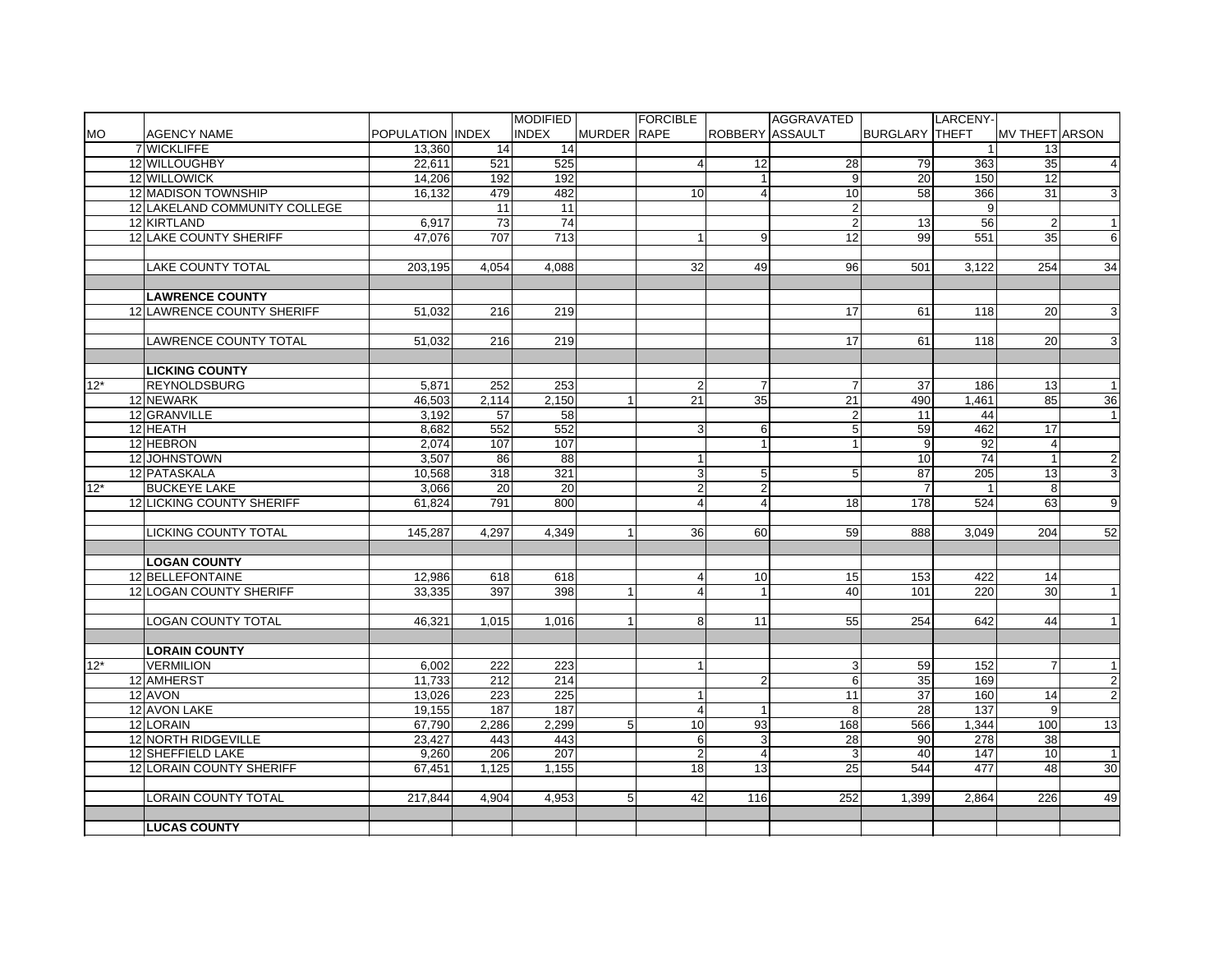| MO | AGENCY NAME | POPULATION | INDEX | MODIFIED INDEX | MURDER | FORCIBLE RAPE | ROBBERY | AGGRAVATED ASSAULT | BURGLARY | LARCENY-THEFT | MV THEFT | ARSON |
|---|---|---|---|---|---|---|---|---|---|---|---|---|
| 7 | WICKLIFFE | 13,360 | 14 | 14 | | | | | | 1 | 13 | |
| 12 | WILLOUGHBY | 22,611 | 521 | 525 | | 4 | 12 | 28 | 79 | 363 | 35 | 4 |
| 12 | WILLOWICK | 14,206 | 192 | 192 | | | 1 | 9 | 20 | 150 | 12 | |
| 12 | MADISON TOWNSHIP | 16,132 | 479 | 482 | | 10 | 4 | 10 | 58 | 366 | 31 | 3 |
| 12 | LAKELAND COMMUNITY COLLEGE | | 11 | 11 | | | | 2 | | 9 | | |
| 12 | KIRTLAND | 6,917 | 73 | 74 | | | | 2 | 13 | 56 | 2 | 1 |
| 12 | LAKE COUNTY SHERIFF | 47,076 | 707 | 713 | | 1 | 9 | 12 | 99 | 551 | 35 | 6 |
| | | | | | | | | | | | | |
| | LAKE COUNTY TOTAL | 203,195 | 4,054 | 4,088 | | 32 | 49 | 96 | 501 | 3,122 | 254 | 34 |
| | | | | | | | | | | | | |
| | **LAWRENCE COUNTY** | | | | | | | | | | | |
| 12 | LAWRENCE COUNTY SHERIFF | 51,032 | 216 | 219 | | | | 17 | 61 | 118 | 20 | 3 |
| | | | | | | | | | | | | |
| | LAWRENCE COUNTY TOTAL | 51,032 | 216 | 219 | | | | 17 | 61 | 118 | 20 | 3 |
| | | | | | | | | | | | | |
| | **LICKING COUNTY** | | | | | | | | | | | |
| 12* | REYNOLDSBURG | 5,871 | 252 | 253 | | 2 | 7 | 7 | 37 | 186 | 13 | 1 |
| 12 | NEWARK | 46,503 | 2,114 | 2,150 | 1 | 21 | 35 | 21 | 490 | 1,461 | 85 | 36 |
| 12 | GRANVILLE | 3,192 | 57 | 58 | | | | 2 | 11 | 44 | | 1 |
| 12 | HEATH | 8,682 | 552 | 552 | | 3 | 6 | 5 | 59 | 462 | 17 | |
| 12 | HEBRON | 2,074 | 107 | 107 | | | 1 | 1 | 9 | 92 | 4 | |
| 12 | JOHNSTOWN | 3,507 | 86 | 88 | | 1 | | | 10 | 74 | 1 | 2 |
| 12 | PATASKALA | 10,568 | 318 | 321 | | 3 | 5 | 5 | 87 | 205 | 13 | 3 |
| 12* | BUCKEYE LAKE | 3,066 | 20 | 20 | | 2 | 2 | | 7 | 1 | 8 | |
| 12 | LICKING COUNTY SHERIFF | 61,824 | 791 | 800 | | 4 | 4 | 18 | 178 | 524 | 63 | 9 |
| | | | | | | | | | | | | |
| | LICKING COUNTY TOTAL | 145,287 | 4,297 | 4,349 | 1 | 36 | 60 | 59 | 888 | 3,049 | 204 | 52 |
| | | | | | | | | | | | | |
| | **LOGAN COUNTY** | | | | | | | | | | | |
| 12 | BELLEFONTAINE | 12,986 | 618 | 618 | | 4 | 10 | 15 | 153 | 422 | 14 | |
| 12 | LOGAN COUNTY SHERIFF | 33,335 | 397 | 398 | 1 | 4 | 1 | 40 | 101 | 220 | 30 | 1 |
| | | | | | | | | | | | | |
| | LOGAN COUNTY TOTAL | 46,321 | 1,015 | 1,016 | 1 | 8 | 11 | 55 | 254 | 642 | 44 | 1 |
| | | | | | | | | | | | | |
| | **LORAIN COUNTY** | | | | | | | | | | | |
| 12* | VERMILION | 6,002 | 222 | 223 | | 1 | | 3 | 59 | 152 | 7 | 1 |
| 12 | AMHERST | 11,733 | 212 | 214 | | | 2 | 6 | 35 | 169 | | 2 |
| 12 | AVON | 13,026 | 223 | 225 | | 1 | | 11 | 37 | 160 | 14 | 2 |
| 12 | AVON LAKE | 19,155 | 187 | 187 | | 4 | 1 | 8 | 28 | 137 | 9 | |
| 12 | LORAIN | 67,790 | 2,286 | 2,299 | 5 | 10 | 93 | 168 | 566 | 1,344 | 100 | 13 |
| 12 | NORTH RIDGEVILLE | 23,427 | 443 | 443 | | 6 | 3 | 28 | 90 | 278 | 38 | |
| 12 | SHEFFIELD LAKE | 9,260 | 206 | 207 | | 2 | 4 | 3 | 40 | 147 | 10 | 1 |
| 12 | LORAIN COUNTY SHERIFF | 67,451 | 1,125 | 1,155 | | 18 | 13 | 25 | 544 | 477 | 48 | 30 |
| | | | | | | | | | | | | |
| | LORAIN COUNTY TOTAL | 217,844 | 4,904 | 4,953 | 5 | 42 | 116 | 252 | 1,399 | 2,864 | 226 | 49 |
| | | | | | | | | | | | | |
| | **LUCAS COUNTY** | | | | | | | | | | | |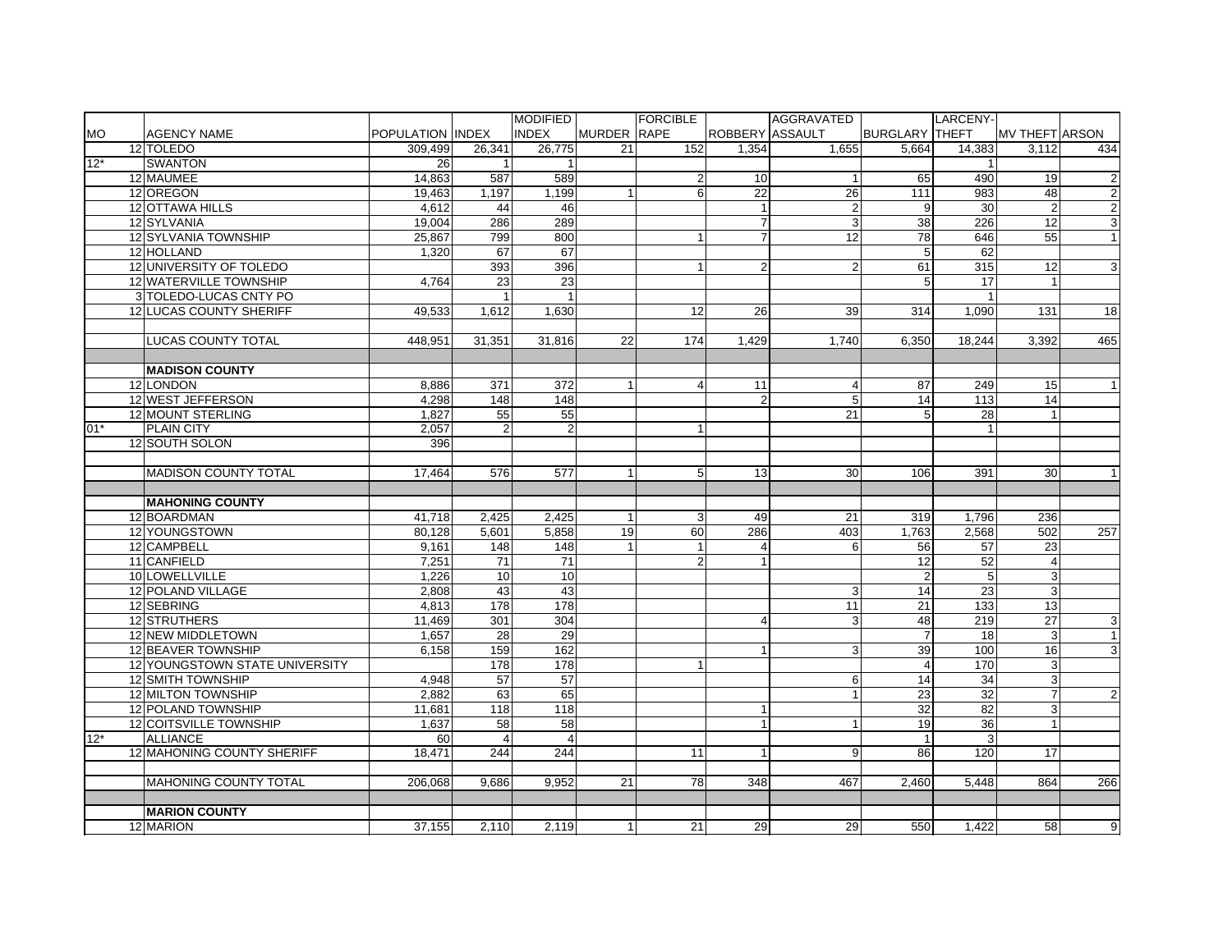| MO | AGENCY NAME | POPULATION | INDEX | MODIFIED INDEX | MURDER | FORCIBLE RAPE | ROBBERY | AGGRAVATED ASSAULT | BURGLARY | LARCENY-THEFT | MV THEFT | ARSON |
|---|---|---|---|---|---|---|---|---|---|---|---|---|
| 12 | TOLEDO | 309,499 | 26,341 | 26,775 | 21 | 152 | 1,354 | 1,655 | 5,664 | 14,383 | 3,112 | 434 |
| 12* | SWANTON | 26 | 1 | 1 | | | | | | 1 | | |
| 12 | MAUMEE | 14,863 | 587 | 589 | | 2 | 10 | 1 | 65 | 490 | 19 | 2 |
| 12 | OREGON | 19,463 | 1,197 | 1,199 | 1 | 6 | 22 | 26 | 111 | 983 | 48 | 2 |
| 12 | OTTAWA HILLS | 4,612 | 44 | 46 | | | 1 | 2 | 9 | 30 | 2 | 2 |
| 12 | SYLVANIA | 19,004 | 286 | 289 | | | 7 | 3 | 38 | 226 | 12 | 3 |
| 12 | SYLVANIA TOWNSHIP | 25,867 | 799 | 800 | | 1 | 7 | 12 | 78 | 646 | 55 | 1 |
| 12 | HOLLAND | 1,320 | 67 | 67 | | | | | 5 | 62 | | |
| 12 | UNIVERSITY OF TOLEDO | | 393 | 396 | | 1 | 2 | 2 | 61 | 315 | 12 | 3 |
| 12 | WATERVILLE TOWNSHIP | 4,764 | 23 | 23 | | | | | 5 | 17 | 1 | |
| 3 | TOLEDO-LUCAS CNTY PO | | 1 | 1 | | | | | | 1 | | |
| 12 | LUCAS COUNTY SHERIFF | 49,533 | 1,612 | 1,630 | | 12 | 26 | 39 | 314 | 1,090 | 131 | 18 |
| | | | | | | | | | | | | |
| | LUCAS COUNTY TOTAL | 448,951 | 31,351 | 31,816 | 22 | 174 | 1,429 | 1,740 | 6,350 | 18,244 | 3,392 | 465 |
| | | | | | | | | | | | | |
| | **MADISON COUNTY** | | | | | | | | | | | |
| 12 | LONDON | 8,886 | 371 | 372 | 1 | 4 | 11 | 4 | 87 | 249 | 15 | 1 |
| 12 | WEST JEFFERSON | 4,298 | 148 | 148 | | | 2 | 5 | 14 | 113 | 14 | |
| 12 | MOUNT STERLING | 1,827 | 55 | 55 | | | | 21 | 5 | 28 | 1 | |
| 01* | PLAIN CITY | 2,057 | 2 | 2 | | 1 | | | | 1 | | |
| 12 | SOUTH SOLON | 396 | | | | | | | | | | |
| | | | | | | | | | | | | |
| | MADISON COUNTY TOTAL | 17,464 | 576 | 577 | 1 | 5 | 13 | 30 | 106 | 391 | 30 | 1 |
| | | | | | | | | | | | | |
| | **MAHONING COUNTY** | | | | | | | | | | | |
| 12 | BOARDMAN | 41,718 | 2,425 | 2,425 | 1 | 3 | 49 | 21 | 319 | 1,796 | 236 | |
| 12 | YOUNGSTOWN | 80,128 | 5,601 | 5,858 | 19 | 60 | 286 | 403 | 1,763 | 2,568 | 502 | 257 |
| 12 | CAMPBELL | 9,161 | 148 | 148 | 1 | 1 | 4 | 6 | 56 | 57 | 23 | |
| 11 | CANFIELD | 7,251 | 71 | 71 | | 2 | 1 | | 12 | 52 | 4 | |
| 10 | LOWELLVILLE | 1,226 | 10 | 10 | | | | | 2 | 5 | 3 | |
| 12 | POLAND VILLAGE | 2,808 | 43 | 43 | | | | 3 | 14 | 23 | 3 | |
| 12 | SEBRING | 4,813 | 178 | 178 | | | | 11 | 21 | 133 | 13 | |
| 12 | STRUTHERS | 11,469 | 301 | 304 | | | 4 | 3 | 48 | 219 | 27 | 3 |
| 12 | NEW MIDDLETOWN | 1,657 | 28 | 29 | | | | | 7 | 18 | 3 | 1 |
| 12 | BEAVER TOWNSHIP | 6,158 | 159 | 162 | | | 1 | 3 | 39 | 100 | 16 | 3 |
| 12 | YOUNGSTOWN STATE UNIVERSITY | | 178 | 178 | | 1 | | | 4 | 170 | 3 | |
| 12 | SMITH TOWNSHIP | 4,948 | 57 | 57 | | | | 6 | 14 | 34 | 3 | |
| 12 | MILTON TOWNSHIP | 2,882 | 63 | 65 | | | | 1 | 23 | 32 | 7 | 2 |
| 12 | POLAND TOWNSHIP | 11,681 | 118 | 118 | | | 1 | | 32 | 82 | 3 | |
| 12 | COITSVILLE TOWNSHIP | 1,637 | 58 | 58 | | | 1 | 1 | 19 | 36 | 1 | |
| 12* | ALLIANCE | 60 | 4 | 4 | | | | | 1 | 3 | | |
| 12 | MAHONING COUNTY SHERIFF | 18,471 | 244 | 244 | | 11 | 1 | 9 | 86 | 120 | 17 | |
| | | | | | | | | | | | | |
| | MAHONING COUNTY TOTAL | 206,068 | 9,686 | 9,952 | 21 | 78 | 348 | 467 | 2,460 | 5,448 | 864 | 266 |
| | | | | | | | | | | | | |
| | **MARION COUNTY** | | | | | | | | | | | |
| 12 | MARION | 37,155 | 2,110 | 2,119 | 1 | 21 | 29 | 29 | 550 | 1,422 | 58 | 9 |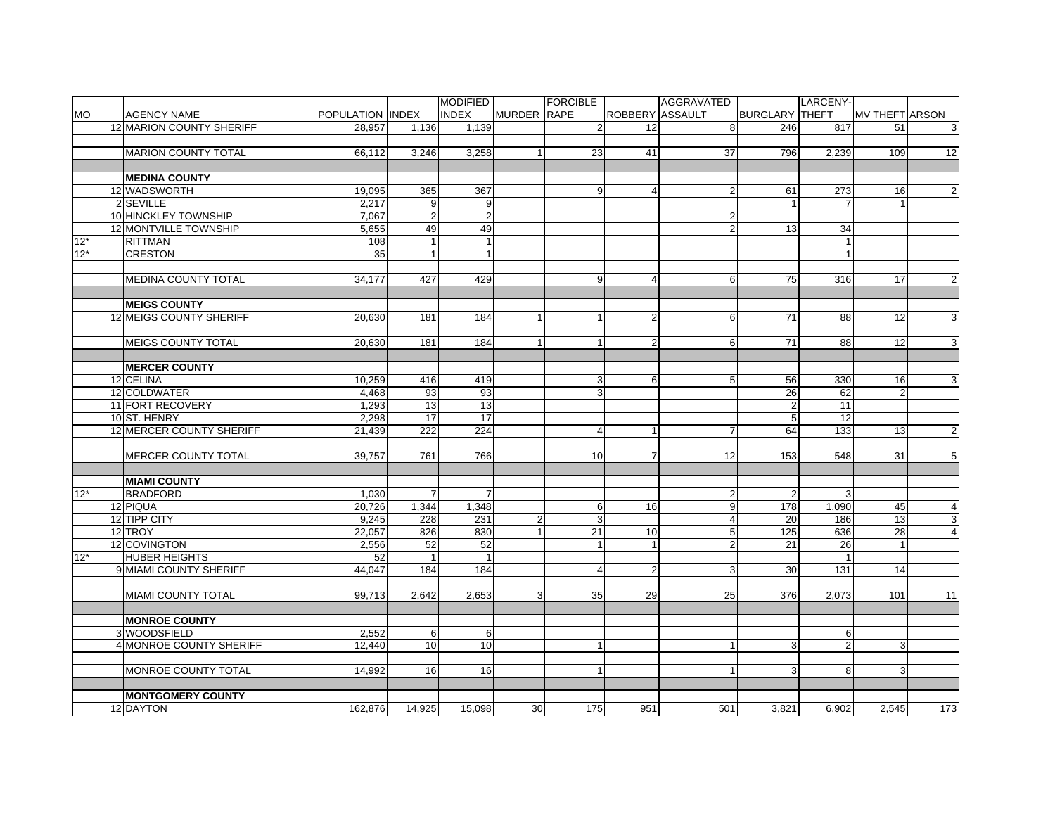| MO | AGENCY NAME | POPULATION | INDEX | MODIFIED INDEX | MURDER | FORCIBLE RAPE | ROBBERY | AGGRAVATED ASSAULT | BURGLARY | LARCENY-THEFT | MV THEFT | ARSON |
|---|---|---|---|---|---|---|---|---|---|---|---|---|
| 12 | MARION COUNTY SHERIFF | 28,957 | 1,136 | 1,139 | | 2 | 12 | 8 | 246 | 817 | 51 | 3 |
| | | | | | | | | | | | | |
| | MARION COUNTY TOTAL | 66,112 | 3,246 | 3,258 | 1 | 23 | 41 | 37 | 796 | 2,239 | 109 | 12 |
| | | | | | | | | | | | | |
| | **MEDINA COUNTY** | | | | | | | | | | | |
| 12 | WADSWORTH | 19,095 | 365 | 367 | | 9 | 4 | 2 | 61 | 273 | 16 | 2 |
| 2 | SEVILLE | 2,217 | 9 | 9 | | | | | 1 | 7 | 1 | |
| 10 | HINCKLEY TOWNSHIP | 7,067 | 2 | 2 | | | | 2 | | | | |
| 12 | MONTVILLE TOWNSHIP | 5,655 | 49 | 49 | | | | 2 | 13 | 34 | | |
| 12* | RITTMAN | 108 | 1 | 1 | | | | | | 1 | | |
| 12* | CRESTON | 35 | 1 | 1 | | | | | | 1 | | |
| | | | | | | | | | | | | |
| | MEDINA COUNTY TOTAL | 34,177 | 427 | 429 | | 9 | 4 | 6 | 75 | 316 | 17 | 2 |
| | | | | | | | | | | | | |
| | **MEIGS COUNTY** | | | | | | | | | | | |
| 12 | MEIGS COUNTY SHERIFF | 20,630 | 181 | 184 | 1 | 1 | 2 | 6 | 71 | 88 | 12 | 3 |
| | | | | | | | | | | | | |
| | MEIGS COUNTY TOTAL | 20,630 | 181 | 184 | 1 | 1 | 2 | 6 | 71 | 88 | 12 | 3 |
| | | | | | | | | | | | | |
| | **MERCER COUNTY** | | | | | | | | | | | |
| 12 | CELINA | 10,259 | 416 | 419 | | 3 | 6 | 5 | 56 | 330 | 16 | 3 |
| 12 | COLDWATER | 4,468 | 93 | 93 | | 3 | | | 26 | 62 | 2 | |
| 11 | FORT RECOVERY | 1,293 | 13 | 13 | | | | | 2 | 11 | | |
| 10 | ST. HENRY | 2,298 | 17 | 17 | | | | | 5 | 12 | | |
| 12 | MERCER COUNTY SHERIFF | 21,439 | 222 | 224 | | 4 | 1 | 7 | 64 | 133 | 13 | 2 |
| | | | | | | | | | | | | |
| | MERCER COUNTY TOTAL | 39,757 | 761 | 766 | | 10 | 7 | 12 | 153 | 548 | 31 | 5 |
| | | | | | | | | | | | | |
| | **MIAMI COUNTY** | | | | | | | | | | | |
| 12* | BRADFORD | 1,030 | 7 | 7 | | | | 2 | 2 | 3 | | |
| 12 | PIQUA | 20,726 | 1,344 | 1,348 | | 6 | 16 | 9 | 178 | 1,090 | 45 | 4 |
| 12 | TIPP CITY | 9,245 | 228 | 231 | 2 | 3 | | 4 | 20 | 186 | 13 | 3 |
| 12 | TROY | 22,057 | 826 | 830 | 1 | 21 | 10 | 5 | 125 | 636 | 28 | 4 |
| 12 | COVINGTON | 2,556 | 52 | 52 | | 1 | 1 | 2 | 21 | 26 | 1 | |
| 12* | HUBER HEIGHTS | 52 | 1 | 1 | | | | | | 1 | | |
| 9 | MIAMI COUNTY SHERIFF | 44,047 | 184 | 184 | | 4 | 2 | 3 | 30 | 131 | 14 | |
| | | | | | | | | | | | | |
| | MIAMI COUNTY TOTAL | 99,713 | 2,642 | 2,653 | 3 | 35 | 29 | 25 | 376 | 2,073 | 101 | 11 |
| | | | | | | | | | | | | |
| | **MONROE COUNTY** | | | | | | | | | | | |
| 3 | WOODSFIELD | 2,552 | 6 | 6 | | | | | | 6 | | |
| 4 | MONROE COUNTY SHERIFF | 12,440 | 10 | 10 | | 1 | | 1 | 3 | 2 | 3 | |
| | | | | | | | | | | | | |
| | MONROE COUNTY TOTAL | 14,992 | 16 | 16 | | 1 | | 1 | 3 | 8 | 3 | |
| | | | | | | | | | | | | |
| | **MONTGOMERY COUNTY** | | | | | | | | | | | |
| 12 | DAYTON | 162,876 | 14,925 | 15,098 | 30 | 175 | 951 | 501 | 3,821 | 6,902 | 2,545 | 173 |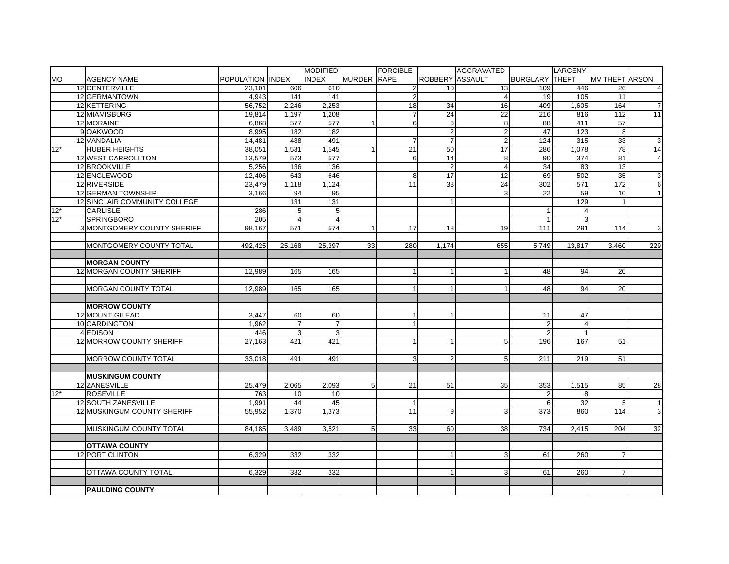| MO | AGENCY NAME | POPULATION | INDEX | MODIFIED INDEX | MURDER | FORCIBLE RAPE | ROBBERY | AGGRAVATED ASSAULT | BURGLARY | LARCENY-THEFT | MV THEFT | ARSON |
|---|---|---|---|---|---|---|---|---|---|---|---|---|
| 12 | CENTERVILLE | 23,101 | 606 | 610 | | 2 | 10 | 13 | 109 | 446 | 26 | 4 |
| 12 | GERMANTOWN | 4,943 | 141 | 141 | | 2 | | 4 | 19 | 105 | 11 | |
| 12 | KETTERING | 56,752 | 2,246 | 2,253 | | 18 | 34 | 16 | 409 | 1,605 | 164 | 7 |
| 12 | MIAMISBURG | 19,814 | 1,197 | 1,208 | | 7 | 24 | 22 | 216 | 816 | 112 | 11 |
| 12 | MORAINE | 6,868 | 577 | 577 | 1 | 6 | 6 | 8 | 88 | 411 | 57 | |
| 9 | OAKWOOD | 8,995 | 182 | 182 | | | 2 | 2 | 47 | 123 | 8 | |
| 12 | VANDALIA | 14,481 | 488 | 491 | | 7 | 7 | 2 | 124 | 315 | 33 | 3 |
| 12* | HUBER HEIGHTS | 38,051 | 1,531 | 1,545 | 1 | 21 | 50 | 17 | 286 | 1,078 | 78 | 14 |
| 12 | WEST CARROLLTON | 13,579 | 573 | 577 | | 6 | 14 | 8 | 90 | 374 | 81 | 4 |
| 12 | BROOKVILLE | 5,256 | 136 | 136 | | | 2 | 4 | 34 | 83 | 13 | |
| 12 | ENGLEWOOD | 12,406 | 643 | 646 | | 8 | 17 | 12 | 69 | 502 | 35 | 3 |
| 12 | RIVERSIDE | 23,479 | 1,118 | 1,124 | | 11 | 38 | 24 | 302 | 571 | 172 | 6 |
| 12 | GERMAN TOWNSHIP | 3,166 | 94 | 95 | | | | 3 | 22 | 59 | 10 | 1 |
| 12 | SINCLAIR COMMUNITY COLLEGE | | 131 | 131 | | | 1 | | | 129 | 1 | |
| 12* | CARLISLE | 286 | 5 | 5 | | | | | 1 | 4 | | |
| 12* | SPRINGBORO | 205 | 4 | 4 | | | | | 1 | 3 | | |
| 3 | MONTGOMERY COUNTY SHERIFF | 98,167 | 571 | 574 | 1 | 17 | 18 | 19 | 111 | 291 | 114 | 3 |
| | | | | | | | | | | | | |
| | MONTGOMERY COUNTY TOTAL | 492,425 | 25,168 | 25,397 | 33 | 280 | 1,174 | 655 | 5,749 | 13,817 | 3,460 | 229 |
| | | | | | | | | | | | | |
| | **MORGAN COUNTY** | | | | | | | | | | | |
| 12 | MORGAN COUNTY SHERIFF | 12,989 | 165 | 165 | | 1 | 1 | 1 | 48 | 94 | 20 | |
| | | | | | | | | | | | | |
| | MORGAN COUNTY TOTAL | 12,989 | 165 | 165 | | 1 | 1 | 1 | 48 | 94 | 20 | |
| | | | | | | | | | | | | |
| | **MORROW COUNTY** | | | | | | | | | | | |
| 12 | MOUNT GILEAD | 3,447 | 60 | 60 | | 1 | 1 | | 11 | 47 | | |
| 10 | CARDINGTON | 1,962 | 7 | 7 | | 1 | | | 2 | 4 | | |
| 4 | EDISON | 446 | 3 | 3 | | | | | 2 | 1 | | |
| 12 | MORROW COUNTY SHERIFF | 27,163 | 421 | 421 | | 1 | 1 | 5 | 196 | 167 | 51 | |
| | | | | | | | | | | | | |
| | MORROW COUNTY TOTAL | 33,018 | 491 | 491 | | 3 | 2 | 5 | 211 | 219 | 51 | |
| | | | | | | | | | | | | |
| | **MUSKINGUM COUNTY** | | | | | | | | | | | |
| 12 | ZANESVILLE | 25,479 | 2,065 | 2,093 | 5 | 21 | 51 | 35 | 353 | 1,515 | 85 | 28 |
| 12* | ROSEVILLE | 763 | 10 | 10 | | | | | 2 | 8 | | |
| 12 | SOUTH ZANESVILLE | 1,991 | 44 | 45 | | 1 | | | 6 | 32 | 5 | 1 |
| 12 | MUSKINGUM COUNTY SHERIFF | 55,952 | 1,370 | 1,373 | | 11 | 9 | 3 | 373 | 860 | 114 | 3 |
| | | | | | | | | | | | | |
| | MUSKINGUM COUNTY TOTAL | 84,185 | 3,489 | 3,521 | 5 | 33 | 60 | 38 | 734 | 2,415 | 204 | 32 |
| | | | | | | | | | | | | |
| | **OTTAWA COUNTY** | | | | | | | | | | | |
| 12 | PORT CLINTON | 6,329 | 332 | 332 | | | 1 | 3 | 61 | 260 | 7 | |
| | | | | | | | | | | | | |
| | OTTAWA COUNTY TOTAL | 6,329 | 332 | 332 | | | 1 | 3 | 61 | 260 | 7 | |
| | | | | | | | | | | | | |
| | **PAULDING COUNTY** | | | | | | | | | | | |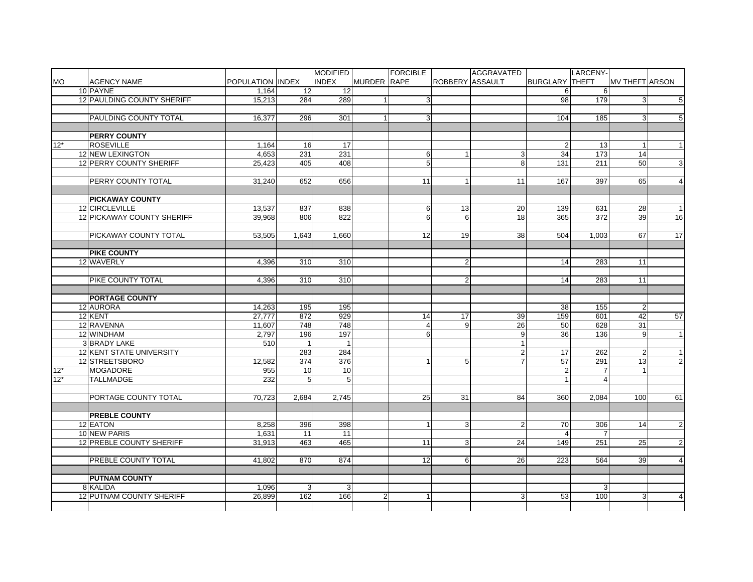| MO | AGENCY NAME | POPULATION | INDEX | MODIFIED INDEX | MURDER | FORCIBLE RAPE | ROBBERY | AGGRAVATED ASSAULT | BURGLARY | LARCENY-THEFT | MV THEFT | ARSON |
|---|---|---|---|---|---|---|---|---|---|---|---|---|
| 10 | PAYNE | 1,164 | 12 | 12 | | | | | 6 | 6 | | |
| 12 | PAULDING COUNTY SHERIFF | 15,213 | 284 | 289 | 1 | 3 | | | 98 | 179 | 3 | 5 |
| | | | | | | | | | | | | |
| | PAULDING COUNTY TOTAL | 16,377 | 296 | 301 | 1 | 3 | | | 104 | 185 | 3 | 5 |
| | | | | | | | | | | | | |
| | **PERRY COUNTY** | | | | | | | | | | | |
| 12* | ROSEVILLE | 1,164 | 16 | 17 | | | | | 2 | 13 | 1 | 1 |
| 12 | NEW LEXINGTON | 4,653 | 231 | 231 | | 6 | 1 | 3 | 34 | 173 | 14 | |
| 12 | PERRY COUNTY SHERIFF | 25,423 | 405 | 408 | | 5 | | 8 | 131 | 211 | 50 | 3 |
| | | | | | | | | | | | | |
| | PERRY COUNTY TOTAL | 31,240 | 652 | 656 | | 11 | 1 | 11 | 167 | 397 | 65 | 4 |
| | | | | | | | | | | | | |
| | **PICKAWAY COUNTY** | | | | | | | | | | | |
| 12 | CIRCLEVILLE | 13,537 | 837 | 838 | | 6 | 13 | 20 | 139 | 631 | 28 | 1 |
| 12 | PICKAWAY COUNTY SHERIFF | 39,968 | 806 | 822 | | 6 | 6 | 18 | 365 | 372 | 39 | 16 |
| | | | | | | | | | | | | |
| | PICKAWAY COUNTY TOTAL | 53,505 | 1,643 | 1,660 | | 12 | 19 | 38 | 504 | 1,003 | 67 | 17 |
| | | | | | | | | | | | | |
| | **PIKE COUNTY** | | | | | | | | | | | |
| 12 | WAVERLY | 4,396 | 310 | 310 | | | 2 | | 14 | 283 | 11 | |
| | | | | | | | | | | | | |
| | PIKE COUNTY TOTAL | 4,396 | 310 | 310 | | | 2 | | 14 | 283 | 11 | |
| | | | | | | | | | | | | |
| | **PORTAGE COUNTY** | | | | | | | | | | | |
| 12 | AURORA | 14,263 | 195 | 195 | | | | | 38 | 155 | 2 | |
| 12 | KENT | 27,777 | 872 | 929 | | 14 | 17 | 39 | 159 | 601 | 42 | 57 |
| 12 | RAVENNA | 11,607 | 748 | 748 | | 4 | 9 | 26 | 50 | 628 | 31 | |
| 12 | WINDHAM | 2,797 | 196 | 197 | | 6 | | 9 | 36 | 136 | 9 | 1 |
| 3 | BRADY LAKE | 510 | 1 | 1 | | | | 1 | | | | |
| 12 | KENT STATE UNIVERSITY | | 283 | 284 | | | | 2 | 17 | 262 | 2 | 1 |
| 12 | STREETSBORO | 12,582 | 374 | 376 | | 1 | 5 | 7 | 57 | 291 | 13 | 2 |
| 12* | MOGADORE | 955 | 10 | 10 | | | | | 2 | 7 | 1 | |
| 12* | TALLMADGE | 232 | 5 | 5 | | | | | 1 | 4 | | |
| | | | | | | | | | | | | |
| | PORTAGE COUNTY TOTAL | 70,723 | 2,684 | 2,745 | | 25 | 31 | 84 | 360 | 2,084 | 100 | 61 |
| | | | | | | | | | | | | |
| | **PREBLE COUNTY** | | | | | | | | | | | |
| 12 | EATON | 8,258 | 396 | 398 | | 1 | 3 | 2 | 70 | 306 | 14 | 2 |
| 10 | NEW PARIS | 1,631 | 11 | 11 | | | | | 4 | 7 | | |
| 12 | PREBLE COUNTY SHERIFF | 31,913 | 463 | 465 | | 11 | 3 | 24 | 149 | 251 | 25 | 2 |
| | | | | | | | | | | | | |
| | PREBLE COUNTY TOTAL | 41,802 | 870 | 874 | | 12 | 6 | 26 | 223 | 564 | 39 | 4 |
| | | | | | | | | | | | | |
| | **PUTNAM COUNTY** | | | | | | | | | | | |
| 8 | KALIDA | 1,096 | 3 | 3 | | | | | | 3 | | |
| 12 | PUTNAM COUNTY SHERIFF | 26,899 | 162 | 166 | 2 | 1 | | 3 | 53 | 100 | 3 | 4 |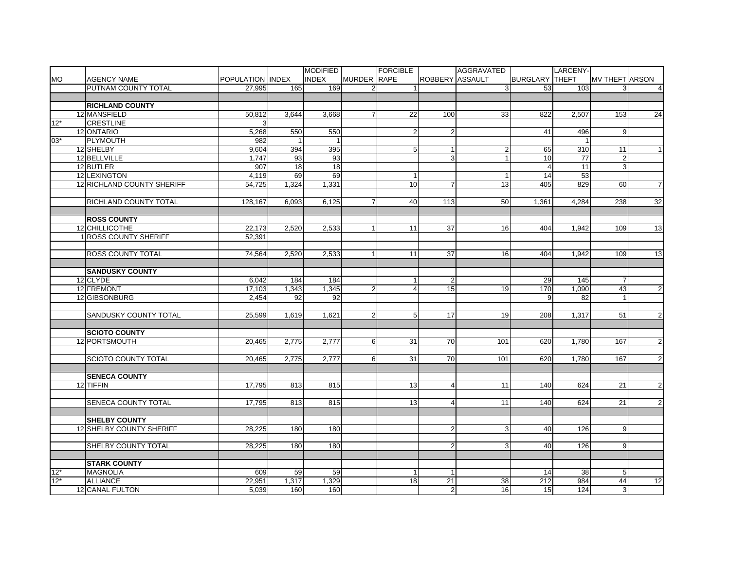| MO | AGENCY NAME | POPULATION | INDEX | MODIFIED INDEX | MURDER | FORCIBLE RAPE | ROBBERY | AGGRAVATED ASSAULT | BURGLARY | LARCENY-THEFT | MV THEFT | ARSON |
|---|---|---|---|---|---|---|---|---|---|---|---|---|
| | PUTNAM COUNTY TOTAL | 27,995 | 165 | 169 | 2 | 1 | | 3 | 53 | 103 | 3 | 4 |
| | | | | | | | | | | | | |
| | **RICHLAND COUNTY** | | | | | | | | | | | |
| 12 | MANSFIELD | 50,812 | 3,644 | 3,668 | 7 | 22 | 100 | 33 | 822 | 2,507 | 153 | 24 |
| 12* | CRESTLINE | 3 | | | | | | | | | | |
| 12 | ONTARIO | 5,268 | 550 | 550 | | 2 | 2 | | 41 | 496 | 9 | |
| 03* | PLYMOUTH | 982 | 1 | 1 | | | | | | 1 | | |
| 12 | SHELBY | 9,604 | 394 | 395 | | 5 | 1 | 2 | 65 | 310 | 11 | 1 |
| 12 | BELLVILLE | 1,747 | 93 | 93 | | | 3 | 1 | 10 | 77 | 2 | |
| 12 | BUTLER | 907 | 18 | 18 | | | | | 4 | 11 | 3 | |
| 12 | LEXINGTON | 4,119 | 69 | 69 | | 1 | | 1 | 14 | 53 | | |
| 12 | RICHLAND COUNTY SHERIFF | 54,725 | 1,324 | 1,331 | | 10 | 7 | 13 | 405 | 829 | 60 | 7 |
| | | | | | | | | | | | | |
| | RICHLAND COUNTY TOTAL | 128,167 | 6,093 | 6,125 | 7 | 40 | 113 | 50 | 1,361 | 4,284 | 238 | 32 |
| | | | | | | | | | | | | |
| | **ROSS COUNTY** | | | | | | | | | | | |
| 12 | CHILLICOTHE | 22,173 | 2,520 | 2,533 | 1 | 11 | 37 | 16 | 404 | 1,942 | 109 | 13 |
| 1 | ROSS COUNTY SHERIFF | 52,391 | | | | | | | | | | |
| | | | | | | | | | | | | |
| | ROSS COUNTY TOTAL | 74,564 | 2,520 | 2,533 | 1 | 11 | 37 | 16 | 404 | 1,942 | 109 | 13 |
| | | | | | | | | | | | | |
| | **SANDUSKY COUNTY** | | | | | | | | | | | |
| 12 | CLYDE | 6,042 | 184 | 184 | | 1 | 2 | | 29 | 145 | 7 | |
| 12 | FREMONT | 17,103 | 1,343 | 1,345 | 2 | 4 | 15 | 19 | 170 | 1,090 | 43 | 2 |
| 12 | GIBSONBURG | 2,454 | 92 | 92 | | | | | 9 | 82 | 1 | |
| | | | | | | | | | | | | |
| | SANDUSKY COUNTY TOTAL | 25,599 | 1,619 | 1,621 | 2 | 5 | 17 | 19 | 208 | 1,317 | 51 | 2 |
| | | | | | | | | | | | | |
| | **SCIOTO COUNTY** | | | | | | | | | | | |
| 12 | PORTSMOUTH | 20,465 | 2,775 | 2,777 | 6 | 31 | 70 | 101 | 620 | 1,780 | 167 | 2 |
| | | | | | | | | | | | | |
| | SCIOTO COUNTY TOTAL | 20,465 | 2,775 | 2,777 | 6 | 31 | 70 | 101 | 620 | 1,780 | 167 | 2 |
| | | | | | | | | | | | | |
| | **SENECA COUNTY** | | | | | | | | | | | |
| 12 | TIFFIN | 17,795 | 813 | 815 | | 13 | 4 | 11 | 140 | 624 | 21 | 2 |
| | | | | | | | | | | | | |
| | SENECA COUNTY TOTAL | 17,795 | 813 | 815 | | 13 | 4 | 11 | 140 | 624 | 21 | 2 |
| | | | | | | | | | | | | |
| | **SHELBY COUNTY** | | | | | | | | | | | |
| 12 | SHELBY COUNTY SHERIFF | 28,225 | 180 | 180 | | | 2 | 3 | 40 | 126 | 9 | |
| | | | | | | | | | | | | |
| | SHELBY COUNTY TOTAL | 28,225 | 180 | 180 | | | 2 | 3 | 40 | 126 | 9 | |
| | | | | | | | | | | | | |
| | **STARK COUNTY** | | | | | | | | | | | |
| 12* | MAGNOLIA | 609 | 59 | 59 | | 1 | 1 | | 14 | 38 | 5 | |
| 12* | ALLIANCE | 22,951 | 1,317 | 1,329 | | 18 | 21 | 38 | 212 | 984 | 44 | 12 |
| 12 | CANAL FULTON | 5,039 | 160 | 160 | | | 2 | 16 | 15 | 124 | 3 | |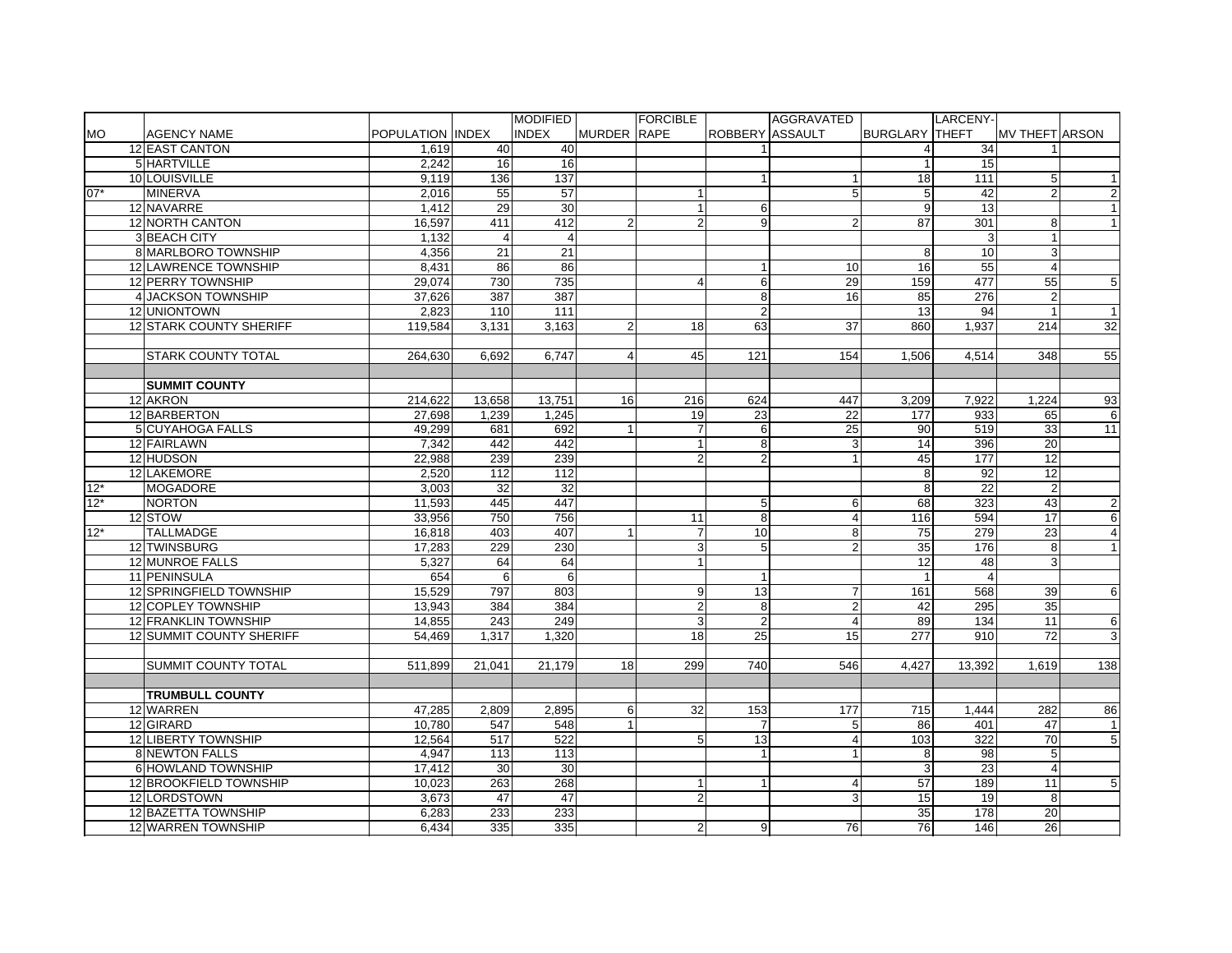| MO | AGENCY NAME | POPULATION | INDEX | MODIFIED INDEX | MURDER | FORCIBLE RAPE | ROBBERY | AGGRAVATED ASSAULT | BURGLARY | LARCENY-THEFT | MV THEFT | ARSON |
|---|---|---|---|---|---|---|---|---|---|---|---|---|
| 12 | EAST CANTON | 1,619 | 40 | 40 | | | 1 | | 4 | 34 | 1 | |
| 5 | HARTVILLE | 2,242 | 16 | 16 | | | | | 1 | 15 | | |
| 10 | LOUISVILLE | 9,119 | 136 | 137 | | | 1 | 1 | 18 | 111 | 5 | 1 |
| 07* | MINERVA | 2,016 | 55 | 57 | | 1 | | 5 | 5 | 42 | 2 | 2 |
| 12 | NAVARRE | 1,412 | 29 | 30 | | 1 | 6 | | 9 | 13 | | 1 |
| 12 | NORTH CANTON | 16,597 | 411 | 412 | 2 | 2 | 9 | 2 | 87 | 301 | 8 | 1 |
| 3 | BEACH CITY | 1,132 | 4 | 4 | | | | | | 3 | 1 | |
| 8 | MARLBORO TOWNSHIP | 4,356 | 21 | 21 | | | | | 8 | 10 | 3 | |
| 12 | LAWRENCE TOWNSHIP | 8,431 | 86 | 86 | | | 1 | 10 | 16 | 55 | 4 | |
| 12 | PERRY TOWNSHIP | 29,074 | 730 | 735 | | 4 | 6 | 29 | 159 | 477 | 55 | 5 |
| 4 | JACKSON TOWNSHIP | 37,626 | 387 | 387 | | | 8 | 16 | 85 | 276 | 2 | |
| 12 | UNIONTOWN | 2,823 | 110 | 111 | | | 2 | | 13 | 94 | 1 | 1 |
| 12 | STARK COUNTY SHERIFF | 119,584 | 3,131 | 3,163 | 2 | 18 | 63 | 37 | 860 | 1,937 | 214 | 32 |
| | | | | | | | | | | | | |
| | STARK COUNTY TOTAL | 264,630 | 6,692 | 6,747 | 4 | 45 | 121 | 154 | 1,506 | 4,514 | 348 | 55 |
| | | | | | | | | | | | | |
| | **SUMMIT COUNTY** | | | | | | | | | | | |
| 12 | AKRON | 214,622 | 13,658 | 13,751 | 16 | 216 | 624 | 447 | 3,209 | 7,922 | 1,224 | 93 |
| 12 | BARBERTON | 27,698 | 1,239 | 1,245 | | 19 | 23 | 22 | 177 | 933 | 65 | 6 |
| 5 | CUYAHOGA FALLS | 49,299 | 681 | 692 | 1 | 7 | 6 | 25 | 90 | 519 | 33 | 11 |
| 12 | FAIRLAWN | 7,342 | 442 | 442 | | 1 | 8 | 3 | 14 | 396 | 20 | |
| 12 | HUDSON | 22,988 | 239 | 239 | | 2 | 2 | 1 | 45 | 177 | 12 | |
| 12 | LAKEMORE | 2,520 | 112 | 112 | | | | | 8 | 92 | 12 | |
| 12* | MOGADORE | 3,003 | 32 | 32 | | | | | 8 | 22 | 2 | |
| 12* | NORTON | 11,593 | 445 | 447 | | | 5 | 6 | 68 | 323 | 43 | 2 |
| 12 | STOW | 33,956 | 750 | 756 | | 11 | 8 | 4 | 116 | 594 | 17 | 6 |
| 12* | TALLMADGE | 16,818 | 403 | 407 | 1 | 7 | 10 | 8 | 75 | 279 | 23 | 4 |
| 12 | TWINSBURG | 17,283 | 229 | 230 | | 3 | 5 | 2 | 35 | 176 | 8 | 1 |
| 12 | MUNROE FALLS | 5,327 | 64 | 64 | | 1 | | | 12 | 48 | 3 | |
| 11 | PENINSULA | 654 | 6 | 6 | | | 1 | | 1 | 4 | | |
| 12 | SPRINGFIELD TOWNSHIP | 15,529 | 797 | 803 | | 9 | 13 | 7 | 161 | 568 | 39 | 6 |
| 12 | COPLEY TOWNSHIP | 13,943 | 384 | 384 | | 2 | 8 | 2 | 42 | 295 | 35 | |
| 12 | FRANKLIN TOWNSHIP | 14,855 | 243 | 249 | | 3 | 2 | 4 | 89 | 134 | 11 | 6 |
| 12 | SUMMIT COUNTY SHERIFF | 54,469 | 1,317 | 1,320 | | 18 | 25 | 15 | 277 | 910 | 72 | 3 |
| | | | | | | | | | | | | |
| | SUMMIT COUNTY TOTAL | 511,899 | 21,041 | 21,179 | 18 | 299 | 740 | 546 | 4,427 | 13,392 | 1,619 | 138 |
| | | | | | | | | | | | | |
| | **TRUMBULL COUNTY** | | | | | | | | | | | |
| 12 | WARREN | 47,285 | 2,809 | 2,895 | 6 | 32 | 153 | 177 | 715 | 1,444 | 282 | 86 |
| 12 | GIRARD | 10,780 | 547 | 548 | 1 | | 7 | 5 | 86 | 401 | 47 | 1 |
| 12 | LIBERTY TOWNSHIP | 12,564 | 517 | 522 | | 5 | 13 | 4 | 103 | 322 | 70 | 5 |
| 8 | NEWTON FALLS | 4,947 | 113 | 113 | | | 1 | 1 | 8 | 98 | 5 | |
| 6 | HOWLAND TOWNSHIP | 17,412 | 30 | 30 | | | | | 3 | 23 | 4 | |
| 12 | BROOKFIELD TOWNSHIP | 10,023 | 263 | 268 | | 1 | 1 | 4 | 57 | 189 | 11 | 5 |
| 12 | LORDSTOWN | 3,673 | 47 | 47 | | 2 | | 3 | 15 | 19 | 8 | |
| 12 | BAZETTA TOWNSHIP | 6,283 | 233 | 233 | | | | | 35 | 178 | 20 | |
| 12 | WARREN TOWNSHIP | 6,434 | 335 | 335 | | 2 | 9 | 76 | 76 | 146 | 26 | |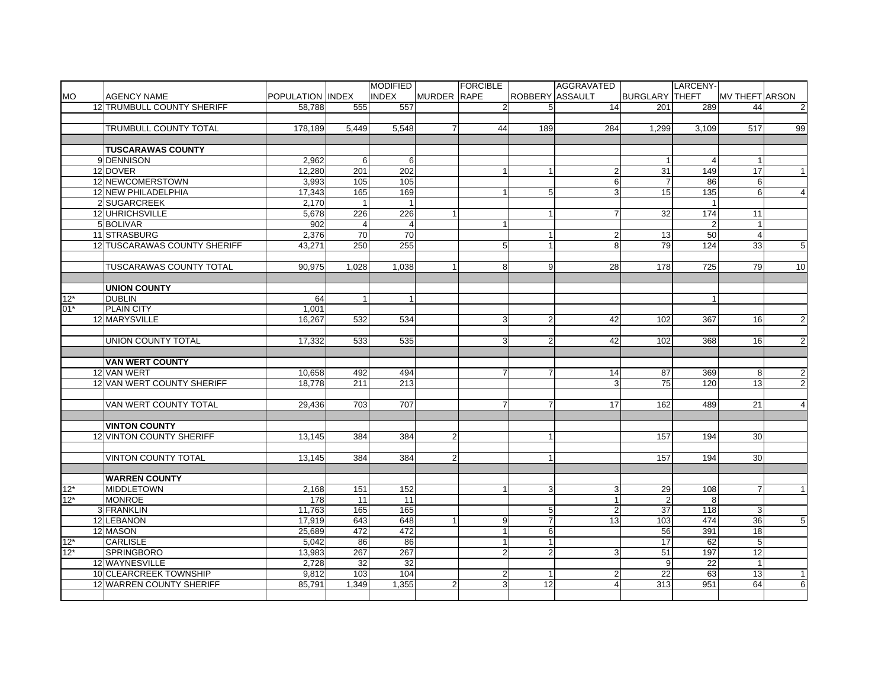| MO | AGENCY NAME | POPULATION | INDEX | MODIFIED INDEX | MURDER | FORCIBLE RAPE | ROBBERY | AGGRAVATED ASSAULT | BURGLARY | LARCENY-THEFT | MV THEFT | ARSON |
|---|---|---|---|---|---|---|---|---|---|---|---|---|
| 12 | TRUMBULL COUNTY SHERIFF | 58,788 | 555 | 557 | | 2 | 5 | 14 | 201 | 289 | 44 | 2 |
| | | | | | | | | | | | | |
| | TRUMBULL COUNTY TOTAL | 178,189 | 5,449 | 5,548 | 7 | 44 | 189 | 284 | 1,299 | 3,109 | 517 | 99 |
| | | | | | | | | | | | | |
| | **TUSCARAWAS COUNTY** | | | | | | | | | | | |
| 9 | DENNISON | 2,962 | 6 | 6 | | | | | 1 | 4 | 1 | |
| 12 | DOVER | 12,280 | 201 | 202 | | 1 | 1 | 2 | 31 | 149 | 17 | 1 |
| 12 | NEWCOMERSTOWN | 3,993 | 105 | 105 | | | | 6 | 7 | 86 | 6 | |
| 12 | NEW PHILADELPHIA | 17,343 | 165 | 169 | | 1 | 5 | 3 | 15 | 135 | 6 | 4 |
| 2 | SUGARCREEK | 2,170 | 1 | 1 | | | | | | 1 | | |
| 12 | UHRICHSVILLE | 5,678 | 226 | 226 | 1 | | 1 | 7 | 32 | 174 | 11 | |
| 5 | BOLIVAR | 902 | 4 | 4 | | 1 | | | | 2 | 1 | |
| 11 | STRASBURG | 2,376 | 70 | 70 | | | 1 | 2 | 13 | 50 | 4 | |
| 12 | TUSCARAWAS COUNTY SHERIFF | 43,271 | 250 | 255 | | 5 | 1 | 8 | 79 | 124 | 33 | 5 |
| | | | | | | | | | | | | |
| | TUSCARAWAS COUNTY TOTAL | 90,975 | 1,028 | 1,038 | 1 | 8 | 9 | 28 | 178 | 725 | 79 | 10 |
| | | | | | | | | | | | | |
| | **UNION COUNTY** | | | | | | | | | | | |
| 12* | DUBLIN | 64 | 1 | 1 | | | | | | 1 | | |
| 01* | PLAIN CITY | 1,001 | | | | | | | | | | |
| 12 | MARYSVILLE | 16,267 | 532 | 534 | | 3 | 2 | 42 | 102 | 367 | 16 | 2 |
| | | | | | | | | | | | | |
| | UNION COUNTY TOTAL | 17,332 | 533 | 535 | | 3 | 2 | 42 | 102 | 368 | 16 | 2 |
| | | | | | | | | | | | | |
| | **VAN WERT COUNTY** | | | | | | | | | | | |
| 12 | VAN WERT | 10,658 | 492 | 494 | | 7 | 7 | 14 | 87 | 369 | 8 | 2 |
| 12 | VAN WERT COUNTY SHERIFF | 18,778 | 211 | 213 | | | | 3 | 75 | 120 | 13 | 2 |
| | | | | | | | | | | | | |
| | VAN WERT COUNTY TOTAL | 29,436 | 703 | 707 | | 7 | 7 | 17 | 162 | 489 | 21 | 4 |
| | | | | | | | | | | | | |
| | **VINTON COUNTY** | | | | | | | | | | | |
| 12 | VINTON COUNTY SHERIFF | 13,145 | 384 | 384 | 2 | | 1 | | 157 | 194 | 30 | |
| | | | | | | | | | | | | |
| | VINTON COUNTY TOTAL | 13,145 | 384 | 384 | 2 | | 1 | | 157 | 194 | 30 | |
| | | | | | | | | | | | | |
| | **WARREN COUNTY** | | | | | | | | | | | |
| 12* | MIDDLETOWN | 2,168 | 151 | 152 | | 1 | 3 | 3 | 29 | 108 | 7 | 1 |
| 12* | MONROE | 178 | 11 | 11 | | | | 1 | 2 | 8 | | |
| 3 | FRANKLIN | 11,763 | 165 | 165 | | | 5 | 2 | 37 | 118 | 3 | |
| 12 | LEBANON | 17,919 | 643 | 648 | 1 | 9 | 7 | 13 | 103 | 474 | 36 | 5 |
| 12 | MASON | 25,689 | 472 | 472 | | 1 | 6 | | 56 | 391 | 18 | |
| 12* | CARLISLE | 5,042 | 86 | 86 | | 1 | 1 | | 17 | 62 | 5 | |
| 12* | SPRINGBORO | 13,983 | 267 | 267 | | 2 | 2 | 3 | 51 | 197 | 12 | |
| 12 | WAYNESVILLE | 2,728 | 32 | 32 | | | | | 9 | 22 | 1 | |
| 10 | CLEARCREEK TOWNSHIP | 9,812 | 103 | 104 | | 2 | 1 | 2 | 22 | 63 | 13 | 1 |
| 12 | WARREN COUNTY SHERIFF | 85,791 | 1,349 | 1,355 | 2 | 3 | 12 | 4 | 313 | 951 | 64 | 6 |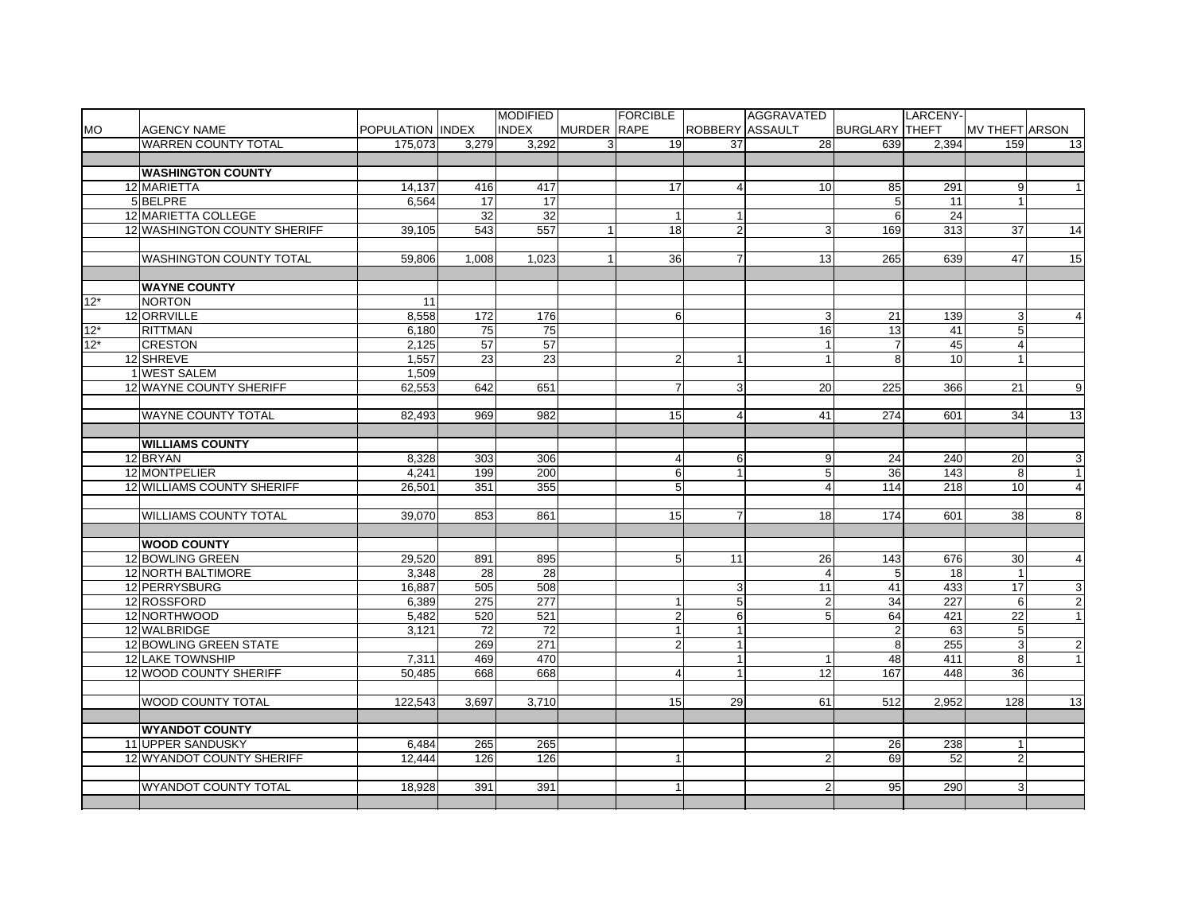| MO | AGENCY NAME | POPULATION | INDEX | MODIFIED INDEX | MURDER | FORCIBLE RAPE | ROBBERY | AGGRAVATED ASSAULT | BURGLARY | LARCENY-THEFT | MV THEFT | ARSON |
|---|---|---|---|---|---|---|---|---|---|---|---|---|
| | WARREN COUNTY TOTAL | 175,073 | 3,279 | 3,292 | 3 | 19 | 37 | 28 | 639 | 2,394 | 159 | 13 |
| | | | | | | | | | | | | |
| | **WASHINGTON COUNTY** | | | | | | | | | | | |
| 12 | MARIETTA | 14,137 | 416 | 417 | | 17 | 4 | 10 | 85 | 291 | 9 | 1 |
| 5 | BELPRE | 6,564 | 17 | 17 | | | | | 5 | 11 | 1 | |
| 12 | MARIETTA COLLEGE | | 32 | 32 | | 1 | 1 | | 6 | 24 | | |
| 12 | WASHINGTON COUNTY SHERIFF | 39,105 | 543 | 557 | 1 | 18 | 2 | 3 | 169 | 313 | 37 | 14 |
| | | | | | | | | | | | | |
| | WASHINGTON COUNTY TOTAL | 59,806 | 1,008 | 1,023 | 1 | 36 | 7 | 13 | 265 | 639 | 47 | 15 |
| | | | | | | | | | | | | |
| | **WAYNE COUNTY** | | | | | | | | | | | |
| 12* | NORTON | 11 | | | | | | | | | | |
| 12 | ORRVILLE | 8,558 | 172 | 176 | | 6 | | 3 | 21 | 139 | 3 | 4 |
| 12* | RITTMAN | 6,180 | 75 | 75 | | | | 16 | 13 | 41 | 5 | |
| 12* | CRESTON | 2,125 | 57 | 57 | | | | 1 | 7 | 45 | 4 | |
| 12 | SHREVE | 1,557 | 23 | 23 | | 2 | 1 | 1 | 8 | 10 | 1 | |
| 1 | WEST SALEM | 1,509 | | | | | | | | | | |
| 12 | WAYNE COUNTY SHERIFF | 62,553 | 642 | 651 | | 7 | 3 | 20 | 225 | 366 | 21 | 9 |
| | | | | | | | | | | | | |
| | WAYNE COUNTY TOTAL | 82,493 | 969 | 982 | | 15 | 4 | 41 | 274 | 601 | 34 | 13 |
| | | | | | | | | | | | | |
| | **WILLIAMS COUNTY** | | | | | | | | | | | |
| 12 | BRYAN | 8,328 | 303 | 306 | | 4 | 6 | 9 | 24 | 240 | 20 | 3 |
| 12 | MONTPELIER | 4,241 | 199 | 200 | | 6 | 1 | 5 | 36 | 143 | 8 | 1 |
| 12 | WILLIAMS COUNTY SHERIFF | 26,501 | 351 | 355 | | 5 | | 4 | 114 | 218 | 10 | 4 |
| | | | | | | | | | | | | |
| | WILLIAMS COUNTY TOTAL | 39,070 | 853 | 861 | | 15 | 7 | 18 | 174 | 601 | 38 | 8 |
| | | | | | | | | | | | | |
| | **WOOD COUNTY** | | | | | | | | | | | |
| 12 | BOWLING GREEN | 29,520 | 891 | 895 | | 5 | 11 | 26 | 143 | 676 | 30 | 4 |
| 12 | NORTH BALTIMORE | 3,348 | 28 | 28 | | | | 4 | 5 | 18 | 1 | |
| 12 | PERRYSBURG | 16,887 | 505 | 508 | | | 3 | 11 | 41 | 433 | 17 | 3 |
| 12 | ROSSFORD | 6,389 | 275 | 277 | | 1 | 5 | 2 | 34 | 227 | 6 | 2 |
| 12 | NORTHWOOD | 5,482 | 520 | 521 | | 2 | 6 | 5 | 64 | 421 | 22 | 1 |
| 12 | WALBRIDGE | 3,121 | 72 | 72 | | 1 | 1 | | 2 | 63 | 5 | |
| 12 | BOWLING GREEN STATE | | 269 | 271 | | 2 | 1 | | 8 | 255 | 3 | 2 |
| 12 | LAKE TOWNSHIP | 7,311 | 469 | 470 | | | 1 | 1 | 48 | 411 | 8 | 1 |
| 12 | WOOD COUNTY SHERIFF | 50,485 | 668 | 668 | | 4 | 1 | 12 | 167 | 448 | 36 | |
| | | | | | | | | | | | | |
| | WOOD COUNTY TOTAL | 122,543 | 3,697 | 3,710 | | 15 | 29 | 61 | 512 | 2,952 | 128 | 13 |
| | | | | | | | | | | | | |
| | **WYANDOT COUNTY** | | | | | | | | | | | |
| 11 | UPPER SANDUSKY | 6,484 | 265 | 265 | | | | | 26 | 238 | 1 | |
| 12 | WYANDOT COUNTY SHERIFF | 12,444 | 126 | 126 | | 1 | | 2 | 69 | 52 | 2 | |
| | | | | | | | | | | | | |
| | WYANDOT COUNTY TOTAL | 18,928 | 391 | 391 | | 1 | | 2 | 95 | 290 | 3 | |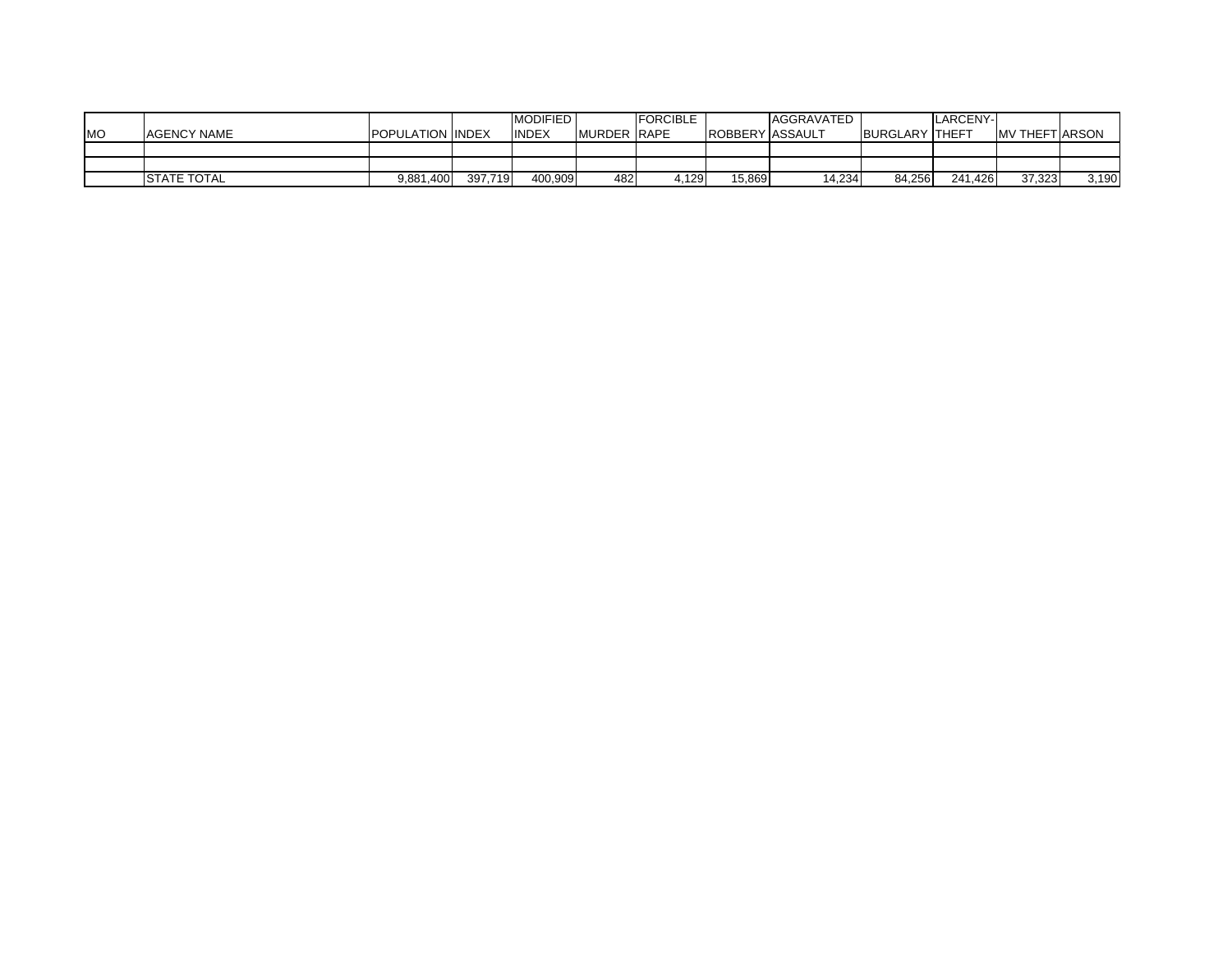| MO | AGENCY NAME | POPULATION | INDEX | MODIFIED INDEX | MURDER | FORCIBLE RAPE | ROBBERY | AGGRAVATED ASSAULT | BURGLARY | LARCENY-THEFT | MV THEFT | ARSON |
|---|---|---|---|---|---|---|---|---|---|---|---|---|
| | | | | | | | | | | | | |
| | | | | | | | | | | | | |
| | STATE TOTAL | 9,881,400 | 397,719 | 400,909 | 482 | 4,129 | 15,869 | 14,234 | 84,256 | 241,426 | 37,323 | 3,190 |